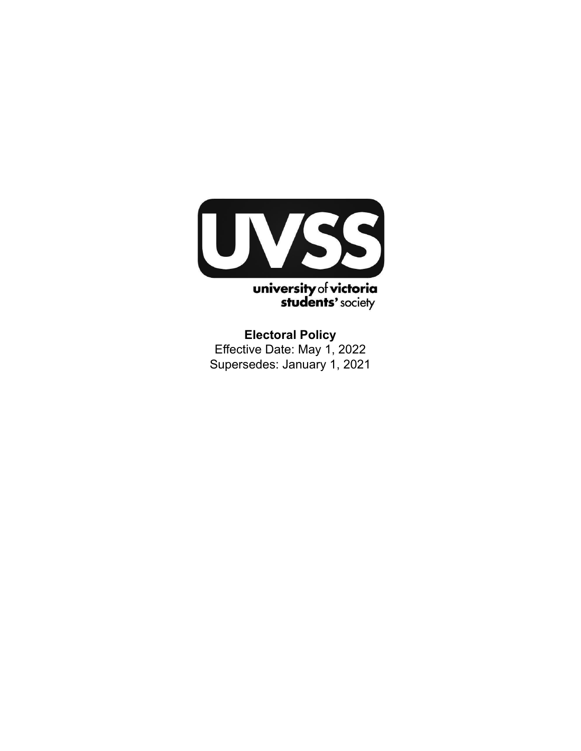UVSS

university of victoria students' society

**Electoral Policy**

Effective Date: May 1, 2022

Supersedes: January 1, 2021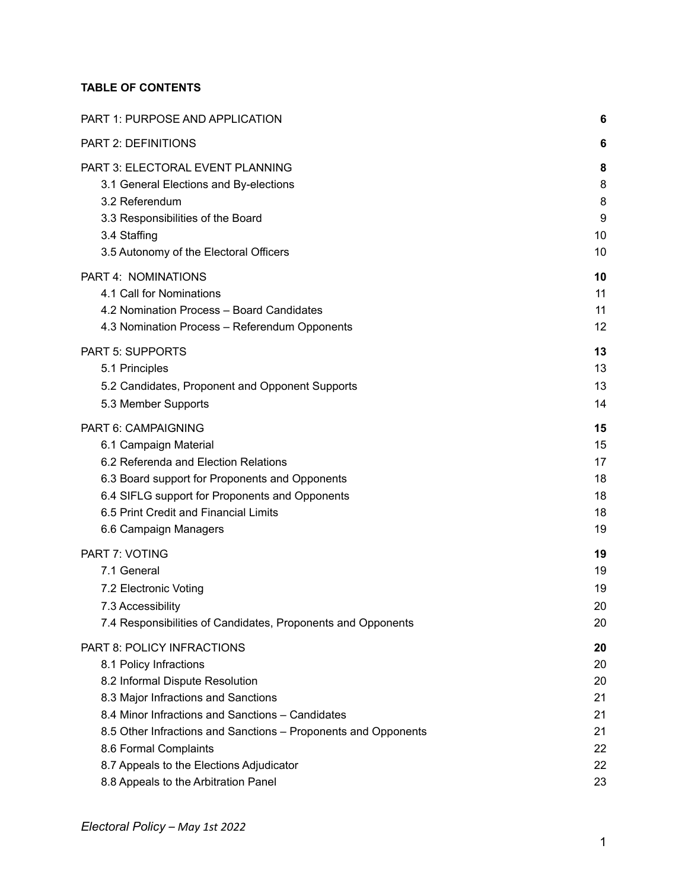**TABLE OF CONTENTS**

| | |
|---|---|
| PART 1: PURPOSE AND APPLICATION | **6** |
| PART 2: DEFINITIONS | **6** |
| PART 3: ELECTORAL EVENT PLANNING | **8** |
| 3.1 General Elections and By-elections | 8 |
| 3.2 Referendum | 8 |
| 3.3 Responsibilities of the Board | 9 |
| 3.4 Staffing | 10 |
| 3.5 Autonomy of the Electoral Officers | 10 |
| PART 4: NOMINATIONS | **10** |
| 4.1 Call for Nominations | 11 |
| 4.2 Nomination Process – Board Candidates | 11 |
| 4.3 Nomination Process – Referendum Opponents | 12 |
| PART 5: SUPPORTS | **13** |
| 5.1 Principles | 13 |
| 5.2 Candidates, Proponent and Opponent Supports | 13 |
| 5.3 Member Supports | 14 |
| PART 6: CAMPAIGNING | **15** |
| 6.1 Campaign Material | 15 |
| 6.2 Referenda and Election Relations | 17 |
| 6.3 Board support for Proponents and Opponents | 18 |
| 6.4 SIFLG support for Proponents and Opponents | 18 |
| 6.5 Print Credit and Financial Limits | 18 |
| 6.6 Campaign Managers | 19 |
| PART 7: VOTING | **19** |
| 7.1 General | 19 |
| 7.2 Electronic Voting | 19 |
| 7.3 Accessibility | 20 |
| 7.4 Responsibilities of Candidates, Proponents and Opponents | 20 |
| PART 8: POLICY INFRACTIONS | **20** |
| 8.1 Policy Infractions | 20 |
| 8.2 Informal Dispute Resolution | 20 |
| 8.3 Major Infractions and Sanctions | 21 |
| 8.4 Minor Infractions and Sanctions – Candidates | 21 |
| 8.5 Other Infractions and Sanctions – Proponents and Opponents | 21 |
| 8.6 Formal Complaints | 22 |
| 8.7 Appeals to the Elections Adjudicator | 22 |
| 8.8 Appeals to the Arbitration Panel | 23 |

*Electoral Policy – May 1st 2022*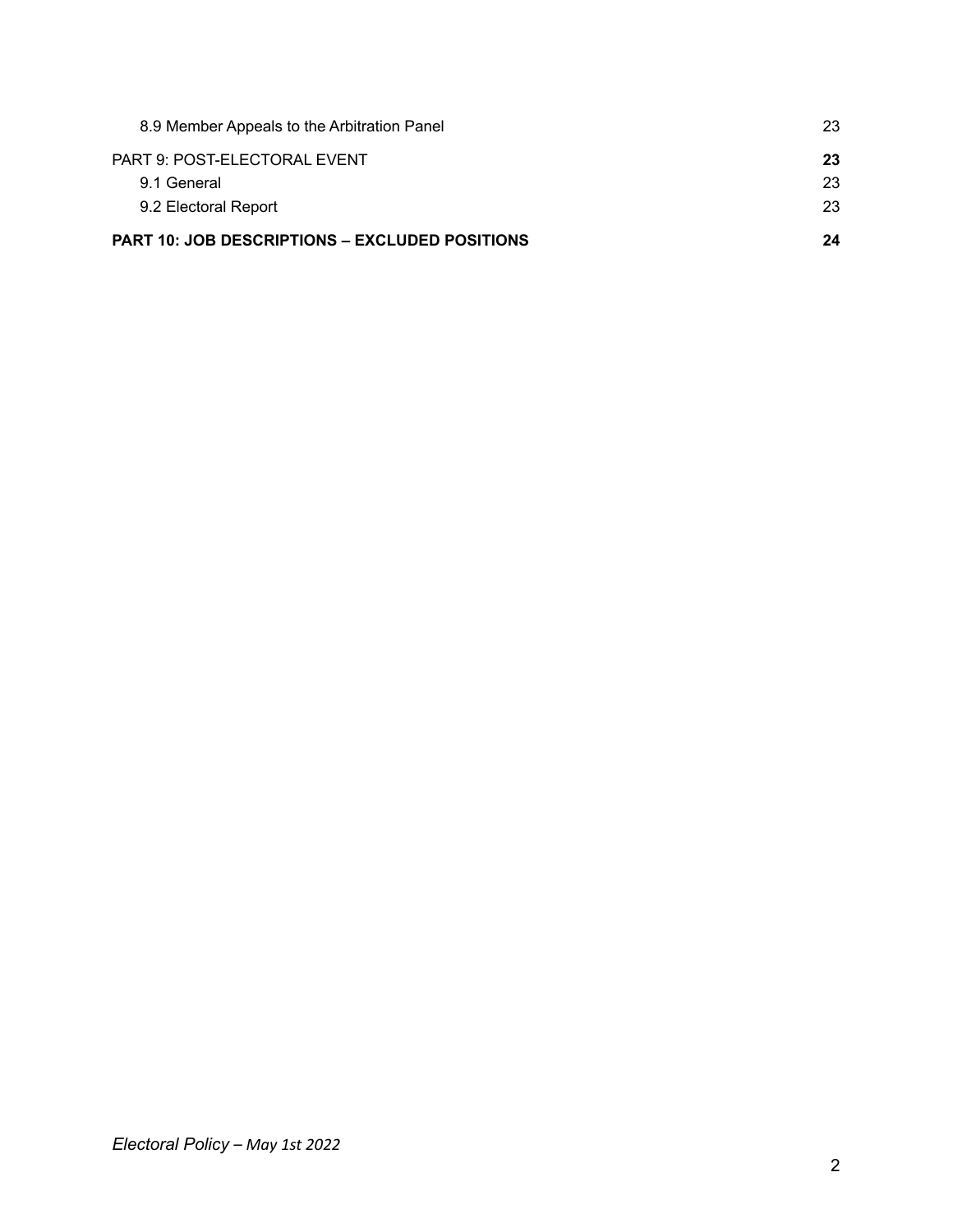8.9 Member Appeals to the Arbitration Panel 23

PART 9: POST-ELECTORAL EVENT **23**

9.1 General 23

9.2 Electoral Report 23

**PART 10: JOB DESCRIPTIONS – EXCLUDED POSITIONS** **24**

*Electoral Policy – May 1st 2022*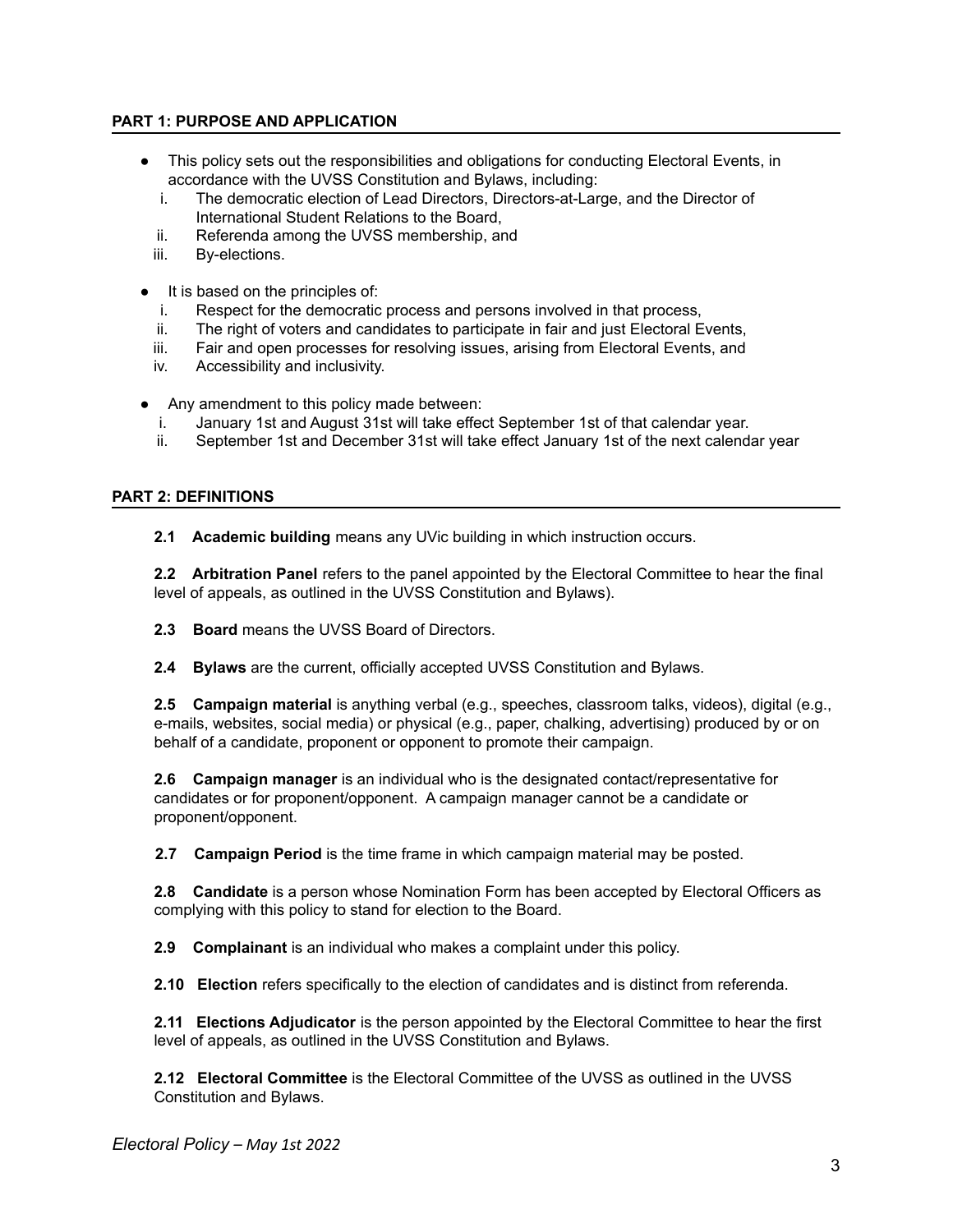## PART 1: PURPOSE AND APPLICATION

- This policy sets out the responsibilities and obligations for conducting Electoral Events, in accordance with the UVSS Constitution and Bylaws, including:
  i. The democratic election of Lead Directors, Directors-at-Large, and the Director of International Student Relations to the Board,
  ii. Referenda among the UVSS membership, and
  iii. By-elections.

- It is based on the principles of:
  i. Respect for the democratic process and persons involved in that process,
  ii. The right of voters and candidates to participate in fair and just Electoral Events,
  iii. Fair and open processes for resolving issues, arising from Electoral Events, and
  iv. Accessibility and inclusivity.

- Any amendment to this policy made between:
  i. January 1st and August 31st will take effect September 1st of that calendar year.
  ii. September 1st and December 31st will take effect January 1st of the next calendar year

## PART 2: DEFINITIONS

**2.1 Academic building** means any UVic building in which instruction occurs.

**2.2 Arbitration Panel** refers to the panel appointed by the Electoral Committee to hear the final level of appeals, as outlined in the UVSS Constitution and Bylaws).

**2.3 Board** means the UVSS Board of Directors.

**2.4 Bylaws** are the current, officially accepted UVSS Constitution and Bylaws.

**2.5 Campaign material** is anything verbal (e.g., speeches, classroom talks, videos), digital (e.g., e-mails, websites, social media) or physical (e.g., paper, chalking, advertising) produced by or on behalf of a candidate, proponent or opponent to promote their campaign.

**2.6 Campaign manager** is an individual who is the designated contact/representative for candidates or for proponent/opponent. A campaign manager cannot be a candidate or proponent/opponent.

**2.7 Campaign Period** is the time frame in which campaign material may be posted.

**2.8 Candidate** is a person whose Nomination Form has been accepted by Electoral Officers as complying with this policy to stand for election to the Board.

**2.9 Complainant** is an individual who makes a complaint under this policy.

**2.10 Election** refers specifically to the election of candidates and is distinct from referenda.

**2.11 Elections Adjudicator** is the person appointed by the Electoral Committee to hear the first level of appeals, as outlined in the UVSS Constitution and Bylaws.

**2.12 Electoral Committee** is the Electoral Committee of the UVSS as outlined in the UVSS Constitution and Bylaws.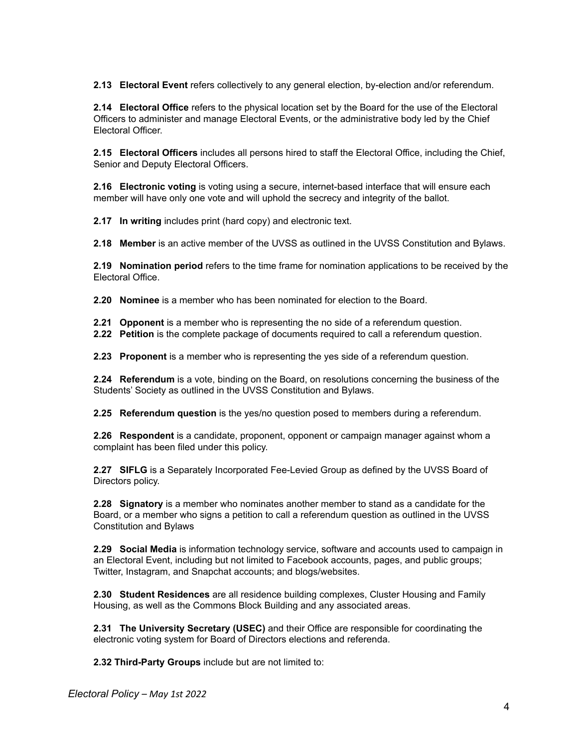**2.13 Electoral Event** refers collectively to any general election, by-election and/or referendum.

**2.14 Electoral Office** refers to the physical location set by the Board for the use of the Electoral Officers to administer and manage Electoral Events, or the administrative body led by the Chief Electoral Officer.

**2.15 Electoral Officers** includes all persons hired to staff the Electoral Office, including the Chief, Senior and Deputy Electoral Officers.

**2.16 Electronic voting** is voting using a secure, internet-based interface that will ensure each member will have only one vote and will uphold the secrecy and integrity of the ballot.

**2.17 In writing** includes print (hard copy) and electronic text.

**2.18 Member** is an active member of the UVSS as outlined in the UVSS Constitution and Bylaws.

**2.19 Nomination period** refers to the time frame for nomination applications to be received by the Electoral Office.

**2.20 Nominee** is a member who has been nominated for election to the Board.

**2.21 Opponent** is a member who is representing the no side of a referendum question.
**2.22 Petition** is the complete package of documents required to call a referendum question.

**2.23 Proponent** is a member who is representing the yes side of a referendum question.

**2.24 Referendum** is a vote, binding on the Board, on resolutions concerning the business of the Students' Society as outlined in the UVSS Constitution and Bylaws.

**2.25 Referendum question** is the yes/no question posed to members during a referendum.

**2.26 Respondent** is a candidate, proponent, opponent or campaign manager against whom a complaint has been filed under this policy.

**2.27 SIFLG** is a Separately Incorporated Fee-Levied Group as defined by the UVSS Board of Directors policy.

**2.28 Signatory** is a member who nominates another member to stand as a candidate for the Board, or a member who signs a petition to call a referendum question as outlined in the UVSS Constitution and Bylaws

**2.29 Social Media** is information technology service, software and accounts used to campaign in an Electoral Event, including but not limited to Facebook accounts, pages, and public groups; Twitter, Instagram, and Snapchat accounts; and blogs/websites.

**2.30 Student Residences** are all residence building complexes, Cluster Housing and Family Housing, as well as the Commons Block Building and any associated areas.

**2.31 The University Secretary (USEC)** and their Office are responsible for coordinating the electronic voting system for Board of Directors elections and referenda.

**2.32 Third-Party Groups** include but are not limited to: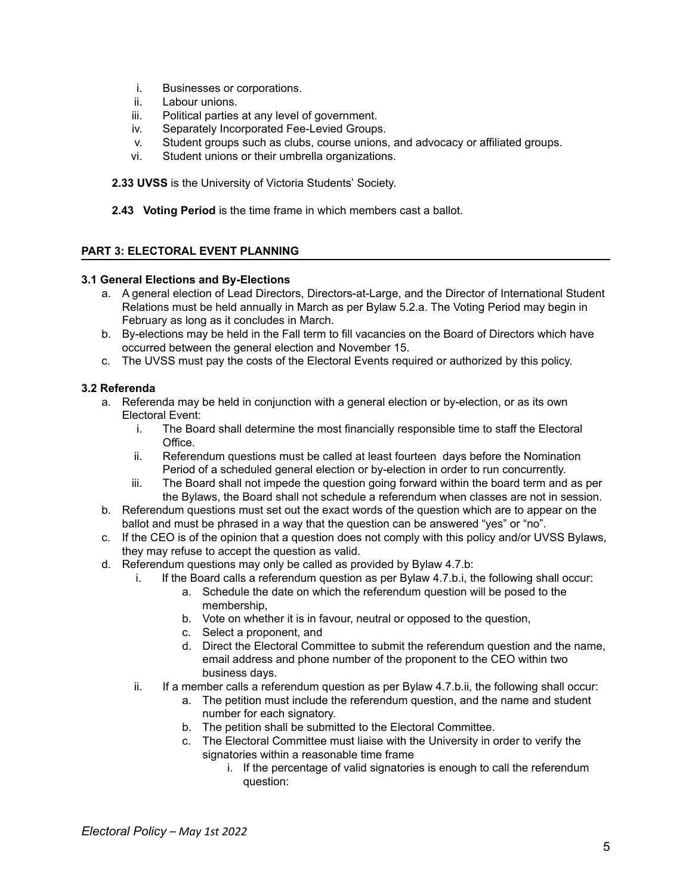i. Businesses or corporations.
ii. Labour unions.
iii. Political parties at any level of government.
iv. Separately Incorporated Fee-Levied Groups.
v. Student groups such as clubs, course unions, and advocacy or affiliated groups.
vi. Student unions or their umbrella organizations.

**2.33 UVSS** is the University of Victoria Students' Society.

**2.43 Voting Period** is the time frame in which members cast a ballot.

## PART 3: ELECTORAL EVENT PLANNING

### 3.1 General Elections and By-Elections

a. A general election of Lead Directors, Directors-at-Large, and the Director of International Student Relations must be held annually in March as per Bylaw 5.2.a. The Voting Period may begin in February as long as it concludes in March.
b. By-elections may be held in the Fall term to fill vacancies on the Board of Directors which have occurred between the general election and November 15.
c. The UVSS must pay the costs of the Electoral Events required or authorized by this policy.

### 3.2 Referenda

a. Referenda may be held in conjunction with a general election or by-election, or as its own Electoral Event:
    i. The Board shall determine the most financially responsible time to staff the Electoral Office.
    ii. Referendum questions must be called at least fourteen days before the Nomination Period of a scheduled general election or by-election in order to run concurrently.
    iii. The Board shall not impede the question going forward within the board term and as per the Bylaws, the Board shall not schedule a referendum when classes are not in session.
b. Referendum questions must set out the exact words of the question which are to appear on the ballot and must be phrased in a way that the question can be answered "yes" or "no".
c. If the CEO is of the opinion that a question does not comply with this policy and/or UVSS Bylaws, they may refuse to accept the question as valid.
d. Referendum questions may only be called as provided by Bylaw 4.7.b:
    i. If the Board calls a referendum question as per Bylaw 4.7.b.i, the following shall occur:
        a. Schedule the date on which the referendum question will be posed to the membership,
        b. Vote on whether it is in favour, neutral or opposed to the question,
        c. Select a proponent, and
        d. Direct the Electoral Committee to submit the referendum question and the name, email address and phone number of the proponent to the CEO within two business days.
    ii. If a member calls a referendum question as per Bylaw 4.7.b.ii, the following shall occur:
        a. The petition must include the referendum question, and the name and student number for each signatory.
        b. The petition shall be submitted to the Electoral Committee.
        c. The Electoral Committee must liaise with the University in order to verify the signatories within a reasonable time frame
            i. If the percentage of valid signatories is enough to call the referendum question: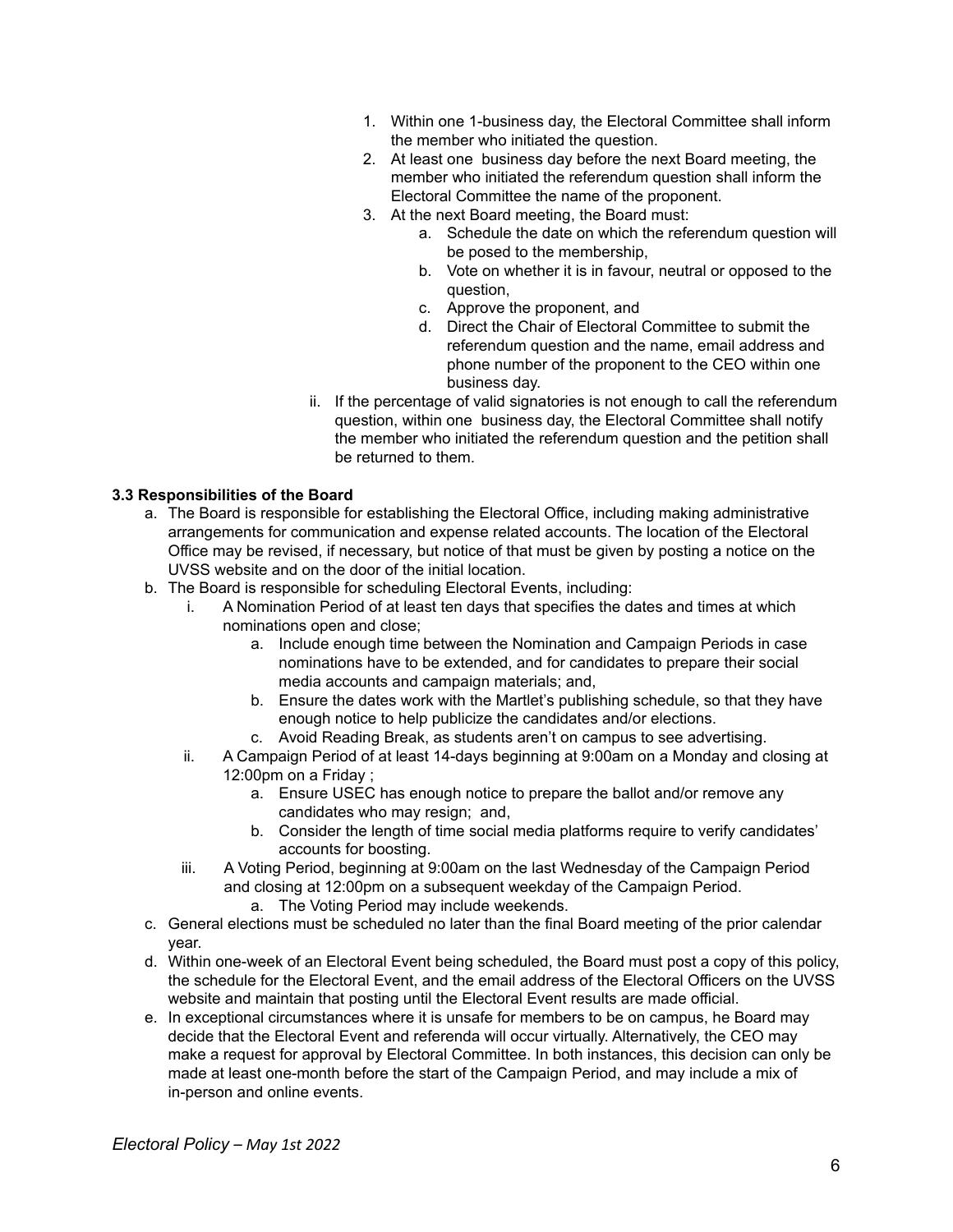1. Within one 1-business day, the Electoral Committee shall inform the member who initiated the question.
2. At least one business day before the next Board meeting, the member who initiated the referendum question shall inform the Electoral Committee the name of the proponent.
3. At the next Board meeting, the Board must:
    a. Schedule the date on which the referendum question will be posed to the membership,
    b. Vote on whether it is in favour, neutral or opposed to the question,
    c. Approve the proponent, and
    d. Direct the Chair of Electoral Committee to submit the referendum question and the name, email address and phone number of the proponent to the CEO within one business day.

ii. If the percentage of valid signatories is not enough to call the referendum question, within one business day, the Electoral Committee shall notify the member who initiated the referendum question and the petition shall be returned to them.

**3.3 Responsibilities of the Board**

a. The Board is responsible for establishing the Electoral Office, including making administrative arrangements for communication and expense related accounts. The location of the Electoral Office may be revised, if necessary, but notice of that must be given by posting a notice on the UVSS website and on the door of the initial location.

b. The Board is responsible for scheduling Electoral Events, including:
   i. A Nomination Period of at least ten days that specifies the dates and times at which nominations open and close;
      a. Include enough time between the Nomination and Campaign Periods in case nominations have to be extended, and for candidates to prepare their social media accounts and campaign materials; and,
      b. Ensure the dates work with the Martlet's publishing schedule, so that they have enough notice to help publicize the candidates and/or elections.
      c. Avoid Reading Break, as students aren't on campus to see advertising.
   ii. A Campaign Period of at least 14-days beginning at 9:00am on a Monday and closing at 12:00pm on a Friday ;
      a. Ensure USEC has enough notice to prepare the ballot and/or remove any candidates who may resign; and,
      b. Consider the length of time social media platforms require to verify candidates' accounts for boosting.
   iii. A Voting Period, beginning at 9:00am on the last Wednesday of the Campaign Period and closing at 12:00pm on a subsequent weekday of the Campaign Period.
      a. The Voting Period may include weekends.

c. General elections must be scheduled no later than the final Board meeting of the prior calendar year.

d. Within one-week of an Electoral Event being scheduled, the Board must post a copy of this policy, the schedule for the Electoral Event, and the email address of the Electoral Officers on the UVSS website and maintain that posting until the Electoral Event results are made official.

e. In exceptional circumstances where it is unsafe for members to be on campus, he Board may decide that the Electoral Event and referenda will occur virtually. Alternatively, the CEO may make a request for approval by Electoral Committee. In both instances, this decision can only be made at least one-month before the start of the Campaign Period, and may include a mix of in-person and online events.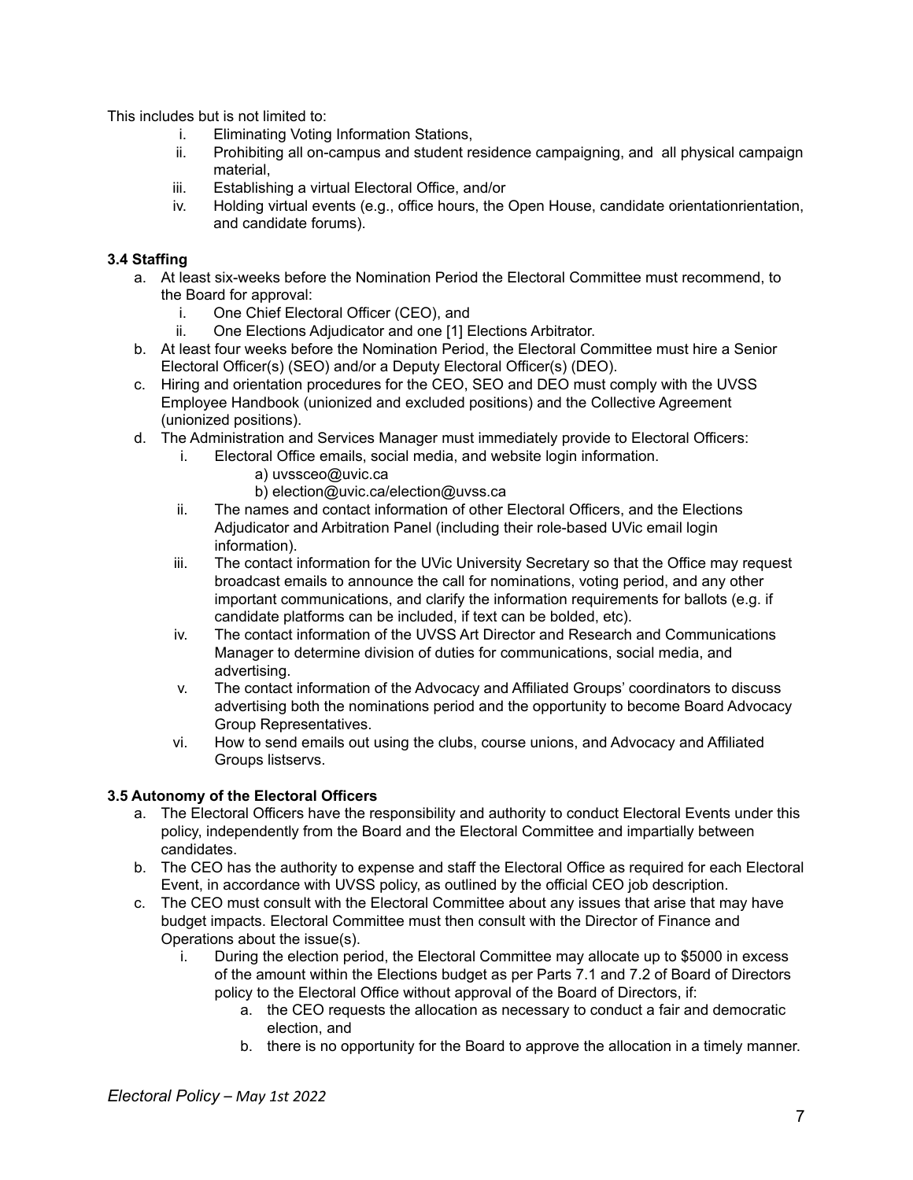This includes but is not limited to:

i. Eliminating Voting Information Stations,
ii. Prohibiting all on-campus and student residence campaigning, and all physical campaign material,
iii. Establishing a virtual Electoral Office, and/or
iv. Holding virtual events (e.g., office hours, the Open House, candidate orientationrientation, and candidate forums).

**3.4 Staffing**

a. At least six-weeks before the Nomination Period the Electoral Committee must recommend, to the Board for approval:
   i. One Chief Electoral Officer (CEO), and
   ii. One Elections Adjudicator and one [1] Elections Arbitrator.
b. At least four weeks before the Nomination Period, the Electoral Committee must hire a Senior Electoral Officer(s) (SEO) and/or a Deputy Electoral Officer(s) (DEO).
c. Hiring and orientation procedures for the CEO, SEO and DEO must comply with the UVSS Employee Handbook (unionized and excluded positions) and the Collective Agreement (unionized positions).
d. The Administration and Services Manager must immediately provide to Electoral Officers:
   i. Electoral Office emails, social media, and website login information.
      a) uvssceo@uvic.ca
      b) election@uvic.ca/election@uvss.ca
   ii. The names and contact information of other Electoral Officers, and the Elections Adjudicator and Arbitration Panel (including their role-based UVic email login information).
   iii. The contact information for the UVic University Secretary so that the Office may request broadcast emails to announce the call for nominations, voting period, and any other important communications, and clarify the information requirements for ballots (e.g. if candidate platforms can be included, if text can be bolded, etc).
   iv. The contact information of the UVSS Art Director and Research and Communications Manager to determine division of duties for communications, social media, and advertising.
   v. The contact information of the Advocacy and Affiliated Groups' coordinators to discuss advertising both the nominations period and the opportunity to become Board Advocacy Group Representatives.
   vi. How to send emails out using the clubs, course unions, and Advocacy and Affiliated Groups listservs.

**3.5 Autonomy of the Electoral Officers**

a. The Electoral Officers have the responsibility and authority to conduct Electoral Events under this policy, independently from the Board and the Electoral Committee and impartially between candidates.
b. The CEO has the authority to expense and staff the Electoral Office as required for each Electoral Event, in accordance with UVSS policy, as outlined by the official CEO job description.
c. The CEO must consult with the Electoral Committee about any issues that arise that may have budget impacts. Electoral Committee must then consult with the Director of Finance and Operations about the issue(s).
   i. During the election period, the Electoral Committee may allocate up to $5000 in excess of the amount within the Elections budget as per Parts 7.1 and 7.2 of Board of Directors policy to the Electoral Office without approval of the Board of Directors, if:
      a. the CEO requests the allocation as necessary to conduct a fair and democratic election, and
      b. there is no opportunity for the Board to approve the allocation in a timely manner.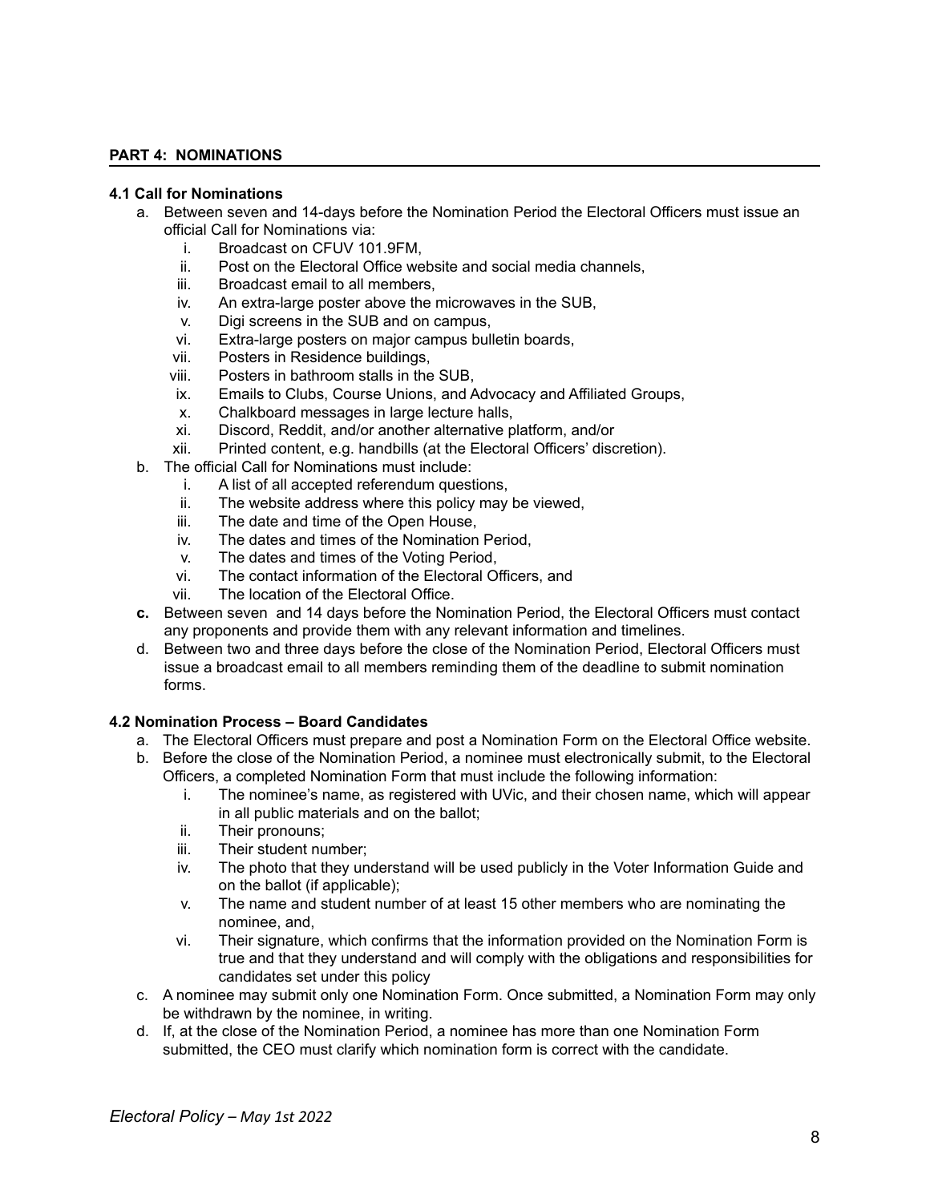**PART 4: NOMINATIONS**

**4.1 Call for Nominations**

a. Between seven and 14-days before the Nomination Period the Electoral Officers must issue an official Call for Nominations via:
   i. Broadcast on CFUV 101.9FM,
   ii. Post on the Electoral Office website and social media channels,
   iii. Broadcast email to all members,
   iv. An extra-large poster above the microwaves in the SUB,
   v. Digi screens in the SUB and on campus,
   vi. Extra-large posters on major campus bulletin boards,
   vii. Posters in Residence buildings,
   viii. Posters in bathroom stalls in the SUB,
   ix. Emails to Clubs, Course Unions, and Advocacy and Affiliated Groups,
   x. Chalkboard messages in large lecture halls,
   xi. Discord, Reddit, and/or another alternative platform, and/or
   xii. Printed content, e.g. handbills (at the Electoral Officers' discretion).

b. The official Call for Nominations must include:
   i. A list of all accepted referendum questions,
   ii. The website address where this policy may be viewed,
   iii. The date and time of the Open House,
   iv. The dates and times of the Nomination Period,
   v. The dates and times of the Voting Period,
   vi. The contact information of the Electoral Officers, and
   vii. The location of the Electoral Office.

**c.** Between seven and 14 days before the Nomination Period, the Electoral Officers must contact any proponents and provide them with any relevant information and timelines.

d. Between two and three days before the close of the Nomination Period, Electoral Officers must issue a broadcast email to all members reminding them of the deadline to submit nomination forms.

**4.2 Nomination Process – Board Candidates**

a. The Electoral Officers must prepare and post a Nomination Form on the Electoral Office website.

b. Before the close of the Nomination Period, a nominee must electronically submit, to the Electoral Officers, a completed Nomination Form that must include the following information:
   i. The nominee's name, as registered with UVic, and their chosen name, which will appear in all public materials and on the ballot;
   ii. Their pronouns;
   iii. Their student number;
   iv. The photo that they understand will be used publicly in the Voter Information Guide and on the ballot (if applicable);
   v. The name and student number of at least 15 other members who are nominating the nominee, and,
   vi. Their signature, which confirms that the information provided on the Nomination Form is true and that they understand and will comply with the obligations and responsibilities for candidates set under this policy

c. A nominee may submit only one Nomination Form. Once submitted, a Nomination Form may only be withdrawn by the nominee, in writing.

d. If, at the close of the Nomination Period, a nominee has more than one Nomination Form submitted, the CEO must clarify which nomination form is correct with the candidate.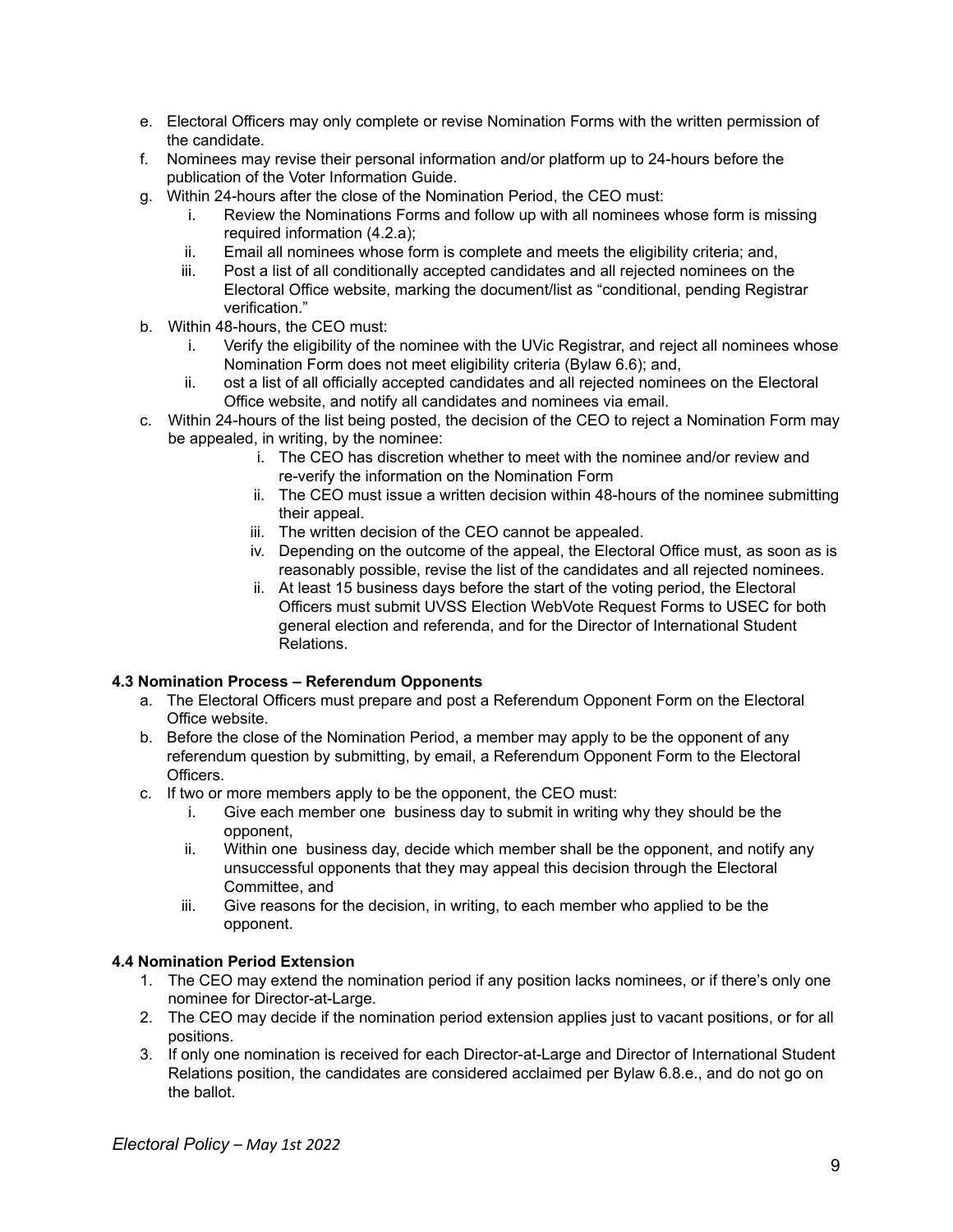e. Electoral Officers may only complete or revise Nomination Forms with the written permission of the candidate.
f. Nominees may revise their personal information and/or platform up to 24-hours before the publication of the Voter Information Guide.
g. Within 24-hours after the close of the Nomination Period, the CEO must:
    i. Review the Nominations Forms and follow up with all nominees whose form is missing required information (4.2.a);
    ii. Email all nominees whose form is complete and meets the eligibility criteria; and,
    iii. Post a list of all conditionally accepted candidates and all rejected nominees on the Electoral Office website, marking the document/list as "conditional, pending Registrar verification."
b. Within 48-hours, the CEO must:
    i. Verify the eligibility of the nominee with the UVic Registrar, and reject all nominees whose Nomination Form does not meet eligibility criteria (Bylaw 6.6); and,
    ii. ost a list of all officially accepted candidates and all rejected nominees on the Electoral Office website, and notify all candidates and nominees via email.
c. Within 24-hours of the list being posted, the decision of the CEO to reject a Nomination Form may be appealed, in writing, by the nominee:
    i. The CEO has discretion whether to meet with the nominee and/or review and re-verify the information on the Nomination Form
    ii. The CEO must issue a written decision within 48-hours of the nominee submitting their appeal.
    iii. The written decision of the CEO cannot be appealed.
    iv. Depending on the outcome of the appeal, the Electoral Office must, as soon as is reasonably possible, revise the list of the candidates and all rejected nominees.
    ii. At least 15 business days before the start of the voting period, the Electoral Officers must submit UVSS Election WebVote Request Forms to USEC for both general election and referenda, and for the Director of International Student Relations.

**4.3 Nomination Process – Referendum Opponents**

a. The Electoral Officers must prepare and post a Referendum Opponent Form on the Electoral Office website.
b. Before the close of the Nomination Period, a member may apply to be the opponent of any referendum question by submitting, by email, a Referendum Opponent Form to the Electoral Officers.
c. If two or more members apply to be the opponent, the CEO must:
    i. Give each member one business day to submit in writing why they should be the opponent,
    ii. Within one business day, decide which member shall be the opponent, and notify any unsuccessful opponents that they may appeal this decision through the Electoral Committee, and
    iii. Give reasons for the decision, in writing, to each member who applied to be the opponent.

**4.4 Nomination Period Extension**

1. The CEO may extend the nomination period if any position lacks nominees, or if there's only one nominee for Director-at-Large.
2. The CEO may decide if the nomination period extension applies just to vacant positions, or for all positions.
3. If only one nomination is received for each Director-at-Large and Director of International Student Relations position, the candidates are considered acclaimed per Bylaw 6.8.e., and do not go on the ballot.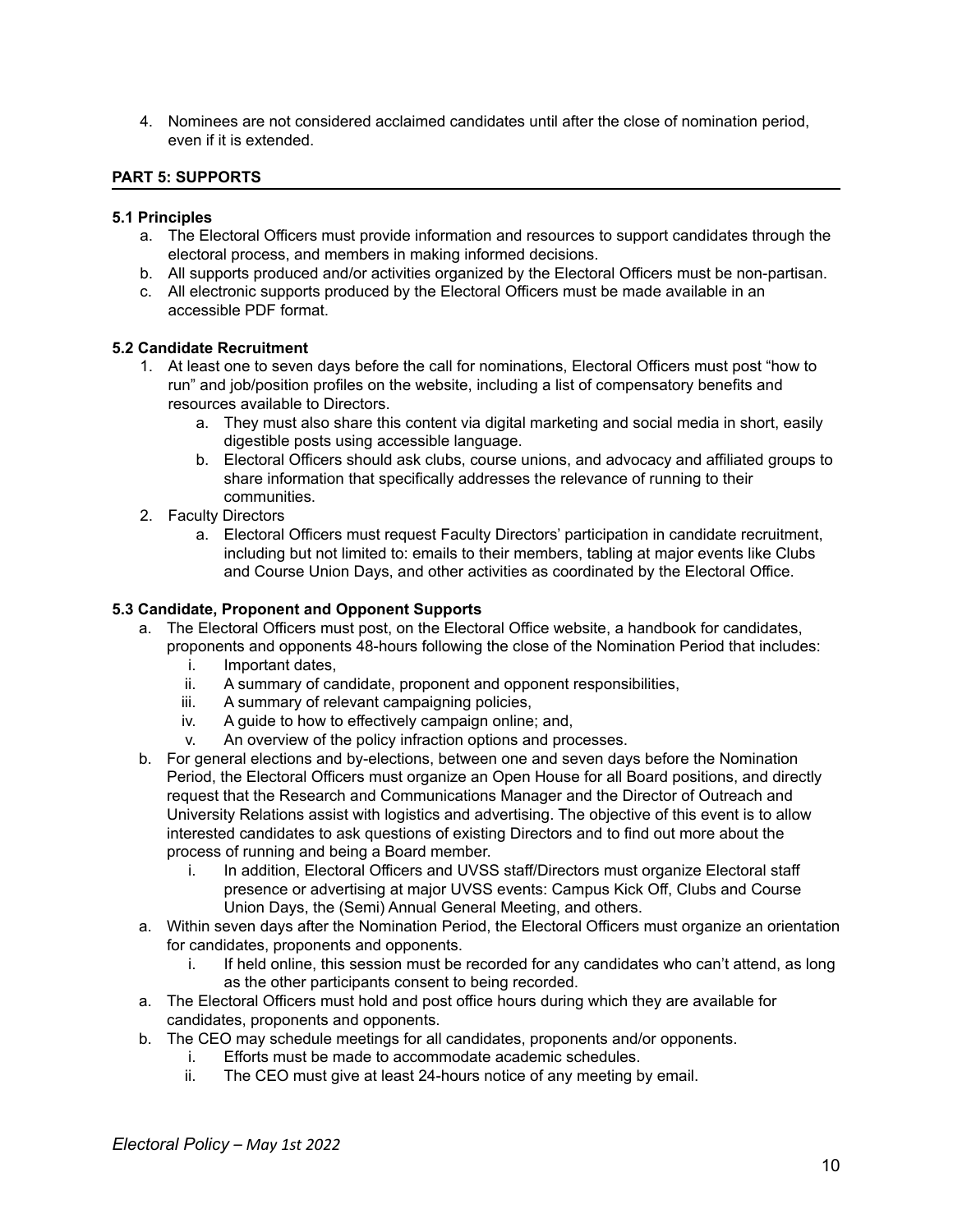4. Nominees are not considered acclaimed candidates until after the close of nomination period, even if it is extended.

## PART 5: SUPPORTS

### 5.1 Principles

a. The Electoral Officers must provide information and resources to support candidates through the electoral process, and members in making informed decisions.
b. All supports produced and/or activities organized by the Electoral Officers must be non-partisan.
c. All electronic supports produced by the Electoral Officers must be made available in an accessible PDF format.

### 5.2 Candidate Recruitment

1. At least one to seven days before the call for nominations, Electoral Officers must post "how to run" and job/position profiles on the website, including a list of compensatory benefits and resources available to Directors.
    a. They must also share this content via digital marketing and social media in short, easily digestible posts using accessible language.
    b. Electoral Officers should ask clubs, course unions, and advocacy and affiliated groups to share information that specifically addresses the relevance of running to their communities.
2. Faculty Directors
    a. Electoral Officers must request Faculty Directors' participation in candidate recruitment, including but not limited to: emails to their members, tabling at major events like Clubs and Course Union Days, and other activities as coordinated by the Electoral Office.

### 5.3 Candidate, Proponent and Opponent Supports

a. The Electoral Officers must post, on the Electoral Office website, a handbook for candidates, proponents and opponents 48-hours following the close of the Nomination Period that includes:
    i. Important dates,
    ii. A summary of candidate, proponent and opponent responsibilities,
    iii. A summary of relevant campaigning policies,
    iv. A guide to how to effectively campaign online; and,
    v. An overview of the policy infraction options and processes.
b. For general elections and by-elections, between one and seven days before the Nomination Period, the Electoral Officers must organize an Open House for all Board positions, and directly request that the Research and Communications Manager and the Director of Outreach and University Relations assist with logistics and advertising. The objective of this event is to allow interested candidates to ask questions of existing Directors and to find out more about the process of running and being a Board member.
    i. In addition, Electoral Officers and UVSS staff/Directors must organize Electoral staff presence or advertising at major UVSS events: Campus Kick Off, Clubs and Course Union Days, the (Semi) Annual General Meeting, and others.
a. Within seven days after the Nomination Period, the Electoral Officers must organize an orientation for candidates, proponents and opponents.
    i. If held online, this session must be recorded for any candidates who can't attend, as long as the other participants consent to being recorded.
a. The Electoral Officers must hold and post office hours during which they are available for candidates, proponents and opponents.
b. The CEO may schedule meetings for all candidates, proponents and/or opponents.
    i. Efforts must be made to accommodate academic schedules.
    ii. The CEO must give at least 24-hours notice of any meeting by email.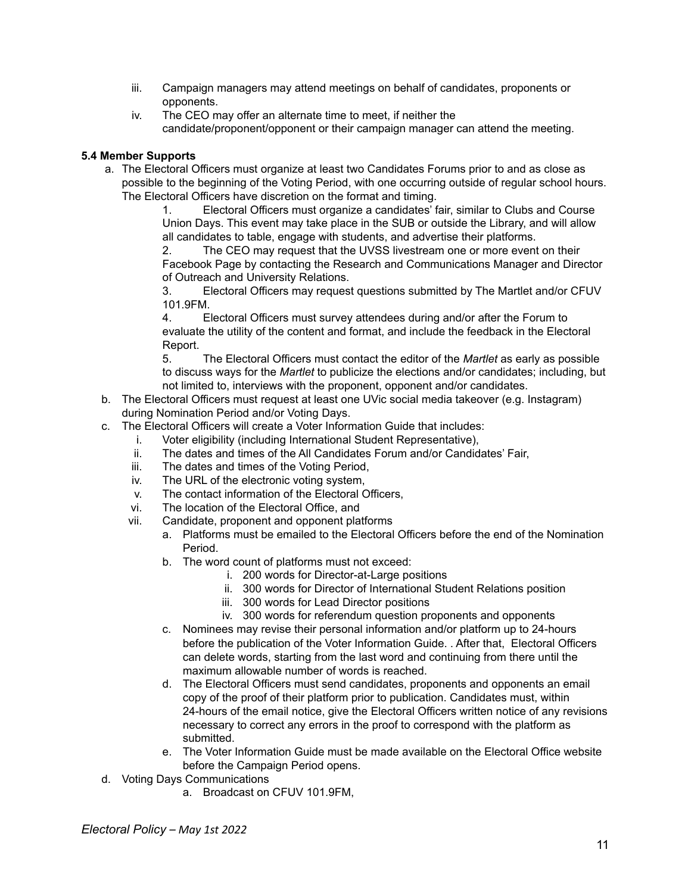iii. Campaign managers may attend meetings on behalf of candidates, proponents or opponents.
iv. The CEO may offer an alternate time to meet, if neither the candidate/proponent/opponent or their campaign manager can attend the meeting.

**5.4 Member Supports**

a. The Electoral Officers must organize at least two Candidates Forums prior to and as close as possible to the beginning of the Voting Period, with one occurring outside of regular school hours. The Electoral Officers have discretion on the format and timing.
   1. Electoral Officers must organize a candidates' fair, similar to Clubs and Course Union Days. This event may take place in the SUB or outside the Library, and will allow all candidates to table, engage with students, and advertise their platforms.
   2. The CEO may request that the UVSS livestream one or more event on their Facebook Page by contacting the Research and Communications Manager and Director of Outreach and University Relations.
   3. Electoral Officers may request questions submitted by The Martlet and/or CFUV 101.9FM.
   4. Electoral Officers must survey attendees during and/or after the Forum to evaluate the utility of the content and format, and include the feedback in the Electoral Report.
   5. The Electoral Officers must contact the editor of the *Martlet* as early as possible to discuss ways for the *Martlet* to publicize the elections and/or candidates; including, but not limited to, interviews with the proponent, opponent and/or candidates.
b. The Electoral Officers must request at least one UVic social media takeover (e.g. Instagram) during Nomination Period and/or Voting Days.
c. The Electoral Officers will create a Voter Information Guide that includes:
   i. Voter eligibility (including International Student Representative),
   ii. The dates and times of the All Candidates Forum and/or Candidates' Fair,
   iii. The dates and times of the Voting Period,
   iv. The URL of the electronic voting system,
   v. The contact information of the Electoral Officers,
   vi. The location of the Electoral Office, and
   vii. Candidate, proponent and opponent platforms
      a. Platforms must be emailed to the Electoral Officers before the end of the Nomination Period.
      b. The word count of platforms must not exceed:
         i. 200 words for Director-at-Large positions
         ii. 300 words for Director of International Student Relations position
         iii. 300 words for Lead Director positions
         iv. 300 words for referendum question proponents and opponents
      c. Nominees may revise their personal information and/or platform up to 24-hours before the publication of the Voter Information Guide. . After that, Electoral Officers can delete words, starting from the last word and continuing from there until the maximum allowable number of words is reached.
      d. The Electoral Officers must send candidates, proponents and opponents an email copy of the proof of their platform prior to publication. Candidates must, within 24-hours of the email notice, give the Electoral Officers written notice of any revisions necessary to correct any errors in the proof to correspond with the platform as submitted.
      e. The Voter Information Guide must be made available on the Electoral Office website before the Campaign Period opens.
d. Voting Days Communications
   a. Broadcast on CFUV 101.9FM,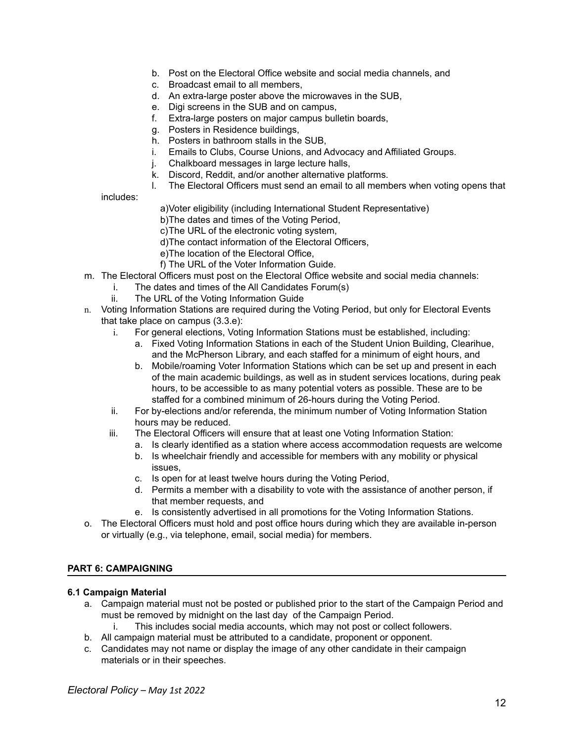b. Post on the Electoral Office website and social media channels, and
c. Broadcast email to all members,
d. An extra-large poster above the microwaves in the SUB,
e. Digi screens in the SUB and on campus,
f. Extra-large posters on major campus bulletin boards,
g. Posters in Residence buildings,
h. Posters in bathroom stalls in the SUB,
i. Emails to Clubs, Course Unions, and Advocacy and Affiliated Groups.
j. Chalkboard messages in large lecture halls,
k. Discord, Reddit, and/or another alternative platforms.
l. The Electoral Officers must send an email to all members when voting opens that includes:
   a)Voter eligibility (including International Student Representative)
   b)The dates and times of the Voting Period,
   c)The URL of the electronic voting system,
   d)The contact information of the Electoral Officers,
   e)The location of the Electoral Office,
   f) The URL of the Voter Information Guide.

m. The Electoral Officers must post on the Electoral Office website and social media channels:
   i. The dates and times of the All Candidates Forum(s)
   ii. The URL of the Voting Information Guide
n. Voting Information Stations are required during the Voting Period, but only for Electoral Events that take place on campus (3.3.e):
   i. For general elections, Voting Information Stations must be established, including:
      a. Fixed Voting Information Stations in each of the Student Union Building, Clearihue, and the McPherson Library, and each staffed for a minimum of eight hours, and
      b. Mobile/roaming Voter Information Stations which can be set up and present in each of the main academic buildings, as well as in student services locations, during peak hours, to be accessible to as many potential voters as possible. These are to be staffed for a combined minimum of 26-hours during the Voting Period.
   ii. For by-elections and/or referenda, the minimum number of Voting Information Station hours may be reduced.
   iii. The Electoral Officers will ensure that at least one Voting Information Station:
      a. Is clearly identified as a station where access accommodation requests are welcome
      b. Is wheelchair friendly and accessible for members with any mobility or physical issues,
      c. Is open for at least twelve hours during the Voting Period,
      d. Permits a member with a disability to vote with the assistance of another person, if that member requests, and
      e. Is consistently advertised in all promotions for the Voting Information Stations.
o. The Electoral Officers must hold and post office hours during which they are available in-person or virtually (e.g., via telephone, email, social media) for members.

## PART 6: CAMPAIGNING

### 6.1 Campaign Material

a. Campaign material must not be posted or published prior to the start of the Campaign Period and must be removed by midnight on the last day of the Campaign Period.
   i. This includes social media accounts, which may not post or collect followers.
b. All campaign material must be attributed to a candidate, proponent or opponent.
c. Candidates may not name or display the image of any other candidate in their campaign materials or in their speeches.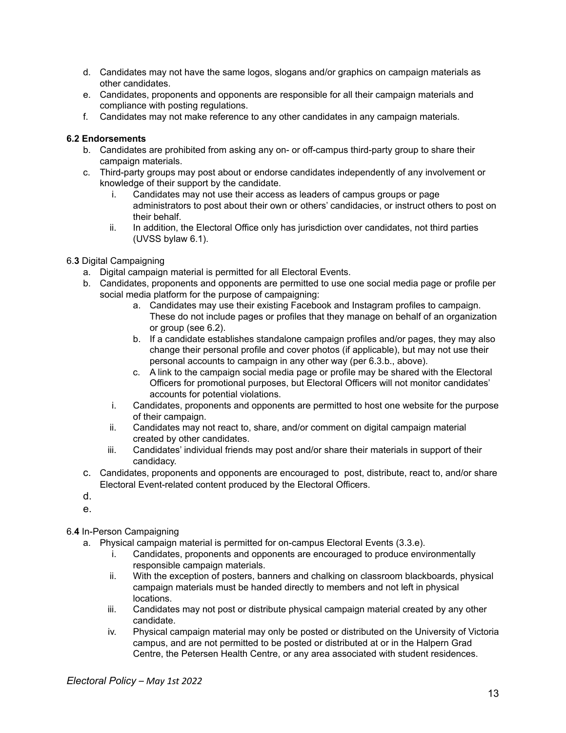d. Candidates may not have the same logos, slogans and/or graphics on campaign materials as other candidates.
e. Candidates, proponents and opponents are responsible for all their campaign materials and compliance with posting regulations.
f. Candidates may not make reference to any other candidates in any campaign materials.

**6.2 Endorsements**

b. Candidates are prohibited from asking any on- or off-campus third-party group to share their campaign materials.
c. Third-party groups may post about or endorse candidates independently of any involvement or knowledge of their support by the candidate.
    i. Candidates may not use their access as leaders of campus groups or page administrators to post about their own or others' candidacies, or instruct others to post on their behalf.
    ii. In addition, the Electoral Office only has jurisdiction over candidates, not third parties (UVSS bylaw 6.1).

6.**3** Digital Campaigning

a. Digital campaign material is permitted for all Electoral Events.
b. Candidates, proponents and opponents are permitted to use one social media page or profile per social media platform for the purpose of campaigning:
    a. Candidates may use their existing Facebook and Instagram profiles to campaign. These do not include pages or profiles that they manage on behalf of an organization or group (see 6.2).
    b. If a candidate establishes standalone campaign profiles and/or pages, they may also change their personal profile and cover photos (if applicable), but may not use their personal accounts to campaign in any other way (per 6.3.b., above).
    c. A link to the campaign social media page or profile may be shared with the Electoral Officers for promotional purposes, but Electoral Officers will not monitor candidates' accounts for potential violations.
    i. Candidates, proponents and opponents are permitted to host one website for the purpose of their campaign.
    ii. Candidates may not react to, share, and/or comment on digital campaign material created by other candidates.
    iii. Candidates' individual friends may post and/or share their materials in support of their candidacy.
c. Candidates, proponents and opponents are encouraged to post, distribute, react to, and/or share Electoral Event-related content produced by the Electoral Officers.
d.
e.

6.**4** In-Person Campaigning

a. Physical campaign material is permitted for on-campus Electoral Events (3.3.e).
    i. Candidates, proponents and opponents are encouraged to produce environmentally responsible campaign materials.
    ii. With the exception of posters, banners and chalking on classroom blackboards, physical campaign materials must be handed directly to members and not left in physical locations.
    iii. Candidates may not post or distribute physical campaign material created by any other candidate.
    iv. Physical campaign material may only be posted or distributed on the University of Victoria campus, and are not permitted to be posted or distributed at or in the Halpern Grad Centre, the Petersen Health Centre, or any area associated with student residences.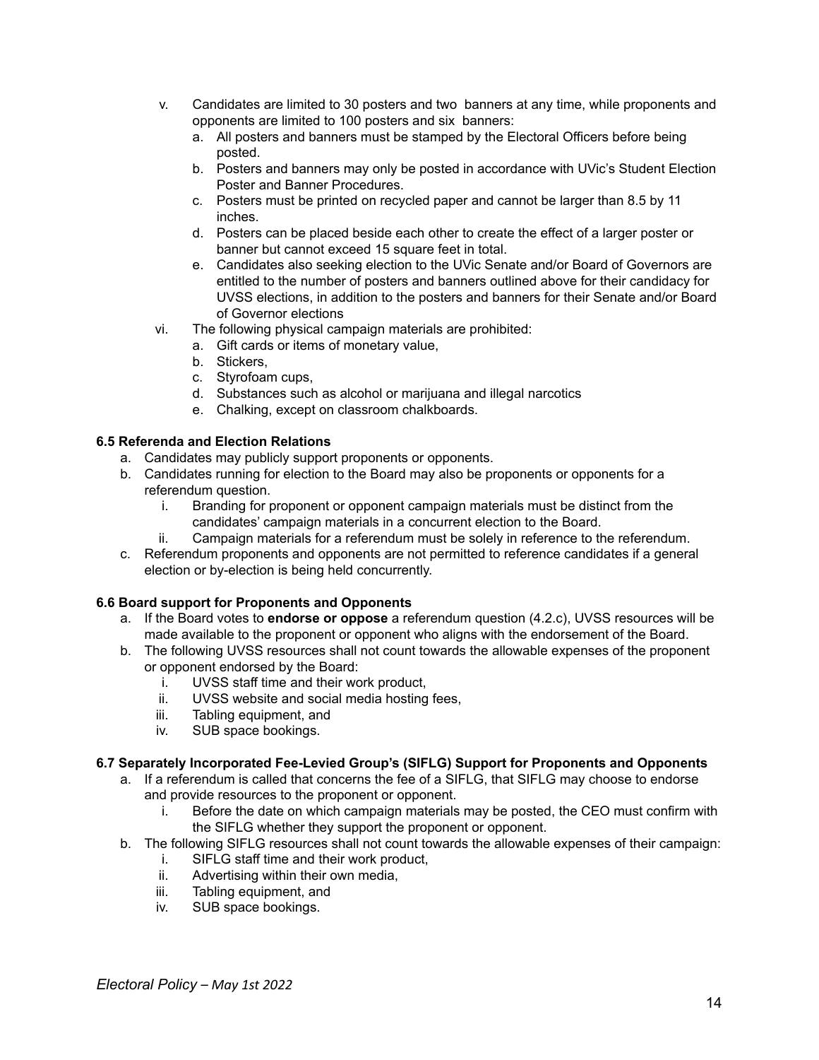v. Candidates are limited to 30 posters and two banners at any time, while proponents and opponents are limited to 100 posters and six banners:
   a. All posters and banners must be stamped by the Electoral Officers before being posted.
   b. Posters and banners may only be posted in accordance with UVic's Student Election Poster and Banner Procedures.
   c. Posters must be printed on recycled paper and cannot be larger than 8.5 by 11 inches.
   d. Posters can be placed beside each other to create the effect of a larger poster or banner but cannot exceed 15 square feet in total.
   e. Candidates also seeking election to the UVic Senate and/or Board of Governors are entitled to the number of posters and banners outlined above for their candidacy for UVSS elections, in addition to the posters and banners for their Senate and/or Board of Governor elections

vi. The following physical campaign materials are prohibited:
   a. Gift cards or items of monetary value,
   b. Stickers,
   c. Styrofoam cups,
   d. Substances such as alcohol or marijuana and illegal narcotics
   e. Chalking, except on classroom chalkboards.

**6.5 Referenda and Election Relations**

a. Candidates may publicly support proponents or opponents.
b. Candidates running for election to the Board may also be proponents or opponents for a referendum question.
   i. Branding for proponent or opponent campaign materials must be distinct from the candidates' campaign materials in a concurrent election to the Board.
   ii. Campaign materials for a referendum must be solely in reference to the referendum.
c. Referendum proponents and opponents are not permitted to reference candidates if a general election or by-election is being held concurrently.

**6.6 Board support for Proponents and Opponents**

a. If the Board votes to **endorse or oppose** a referendum question (4.2.c), UVSS resources will be made available to the proponent or opponent who aligns with the endorsement of the Board.
b. The following UVSS resources shall not count towards the allowable expenses of the proponent or opponent endorsed by the Board:
   i. UVSS staff time and their work product,
   ii. UVSS website and social media hosting fees,
   iii. Tabling equipment, and
   iv. SUB space bookings.

**6.7 Separately Incorporated Fee-Levied Group's (SIFLG) Support for Proponents and Opponents**

a. If a referendum is called that concerns the fee of a SIFLG, that SIFLG may choose to endorse and provide resources to the proponent or opponent.
   i. Before the date on which campaign materials may be posted, the CEO must confirm with the SIFLG whether they support the proponent or opponent.
b. The following SIFLG resources shall not count towards the allowable expenses of their campaign:
   i. SIFLG staff time and their work product,
   ii. Advertising within their own media,
   iii. Tabling equipment, and
   iv. SUB space bookings.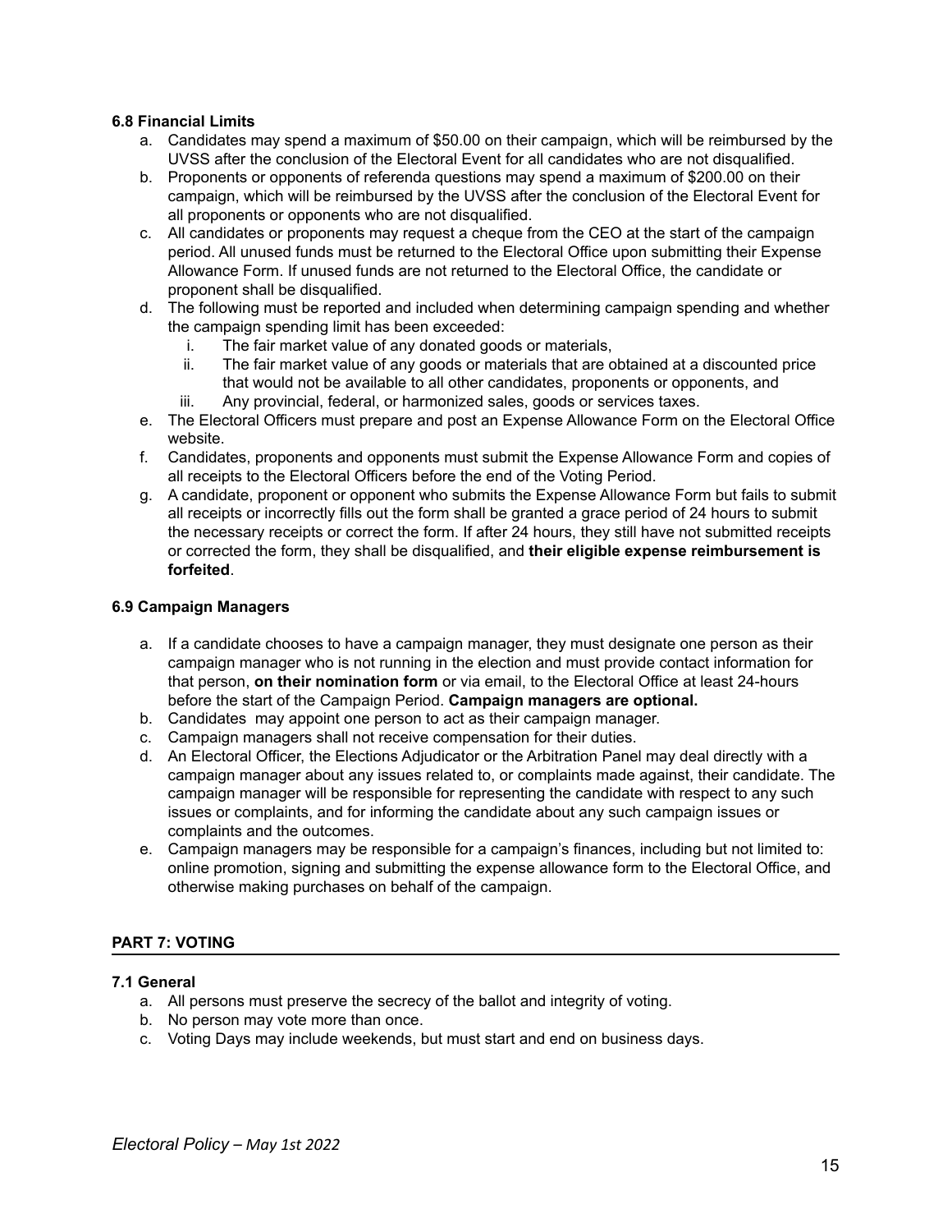**6.8 Financial Limits**

a. Candidates may spend a maximum of $50.00 on their campaign, which will be reimbursed by the UVSS after the conclusion of the Electoral Event for all candidates who are not disqualified.
b. Proponents or opponents of referenda questions may spend a maximum of $200.00 on their campaign, which will be reimbursed by the UVSS after the conclusion of the Electoral Event for all proponents or opponents who are not disqualified.
c. All candidates or proponents may request a cheque from the CEO at the start of the campaign period. All unused funds must be returned to the Electoral Office upon submitting their Expense Allowance Form. If unused funds are not returned to the Electoral Office, the candidate or proponent shall be disqualified.
d. The following must be reported and included when determining campaign spending and whether the campaign spending limit has been exceeded:
    i. The fair market value of any donated goods or materials,
    ii. The fair market value of any goods or materials that are obtained at a discounted price that would not be available to all other candidates, proponents or opponents, and
    iii. Any provincial, federal, or harmonized sales, goods or services taxes.
e. The Electoral Officers must prepare and post an Expense Allowance Form on the Electoral Office website.
f. Candidates, proponents and opponents must submit the Expense Allowance Form and copies of all receipts to the Electoral Officers before the end of the Voting Period.
g. A candidate, proponent or opponent who submits the Expense Allowance Form but fails to submit all receipts or incorrectly fills out the form shall be granted a grace period of 24 hours to submit the necessary receipts or correct the form. If after 24 hours, they still have not submitted receipts or corrected the form, they shall be disqualified, and **their eligible expense reimbursement is forfeited**.

**6.9 Campaign Managers**

a. If a candidate chooses to have a campaign manager, they must designate one person as their campaign manager who is not running in the election and must provide contact information for that person, **on their nomination form** or via email, to the Electoral Office at least 24-hours before the start of the Campaign Period. **Campaign managers are optional.**
b. Candidates may appoint one person to act as their campaign manager.
c. Campaign managers shall not receive compensation for their duties.
d. An Electoral Officer, the Elections Adjudicator or the Arbitration Panel may deal directly with a campaign manager about any issues related to, or complaints made against, their candidate. The campaign manager will be responsible for representing the candidate with respect to any such issues or complaints, and for informing the candidate about any such campaign issues or complaints and the outcomes.
e. Campaign managers may be responsible for a campaign's finances, including but not limited to: online promotion, signing and submitting the expense allowance form to the Electoral Office, and otherwise making purchases on behalf of the campaign.

## PART 7: VOTING

**7.1 General**

a. All persons must preserve the secrecy of the ballot and integrity of voting.
b. No person may vote more than once.
c. Voting Days may include weekends, but must start and end on business days.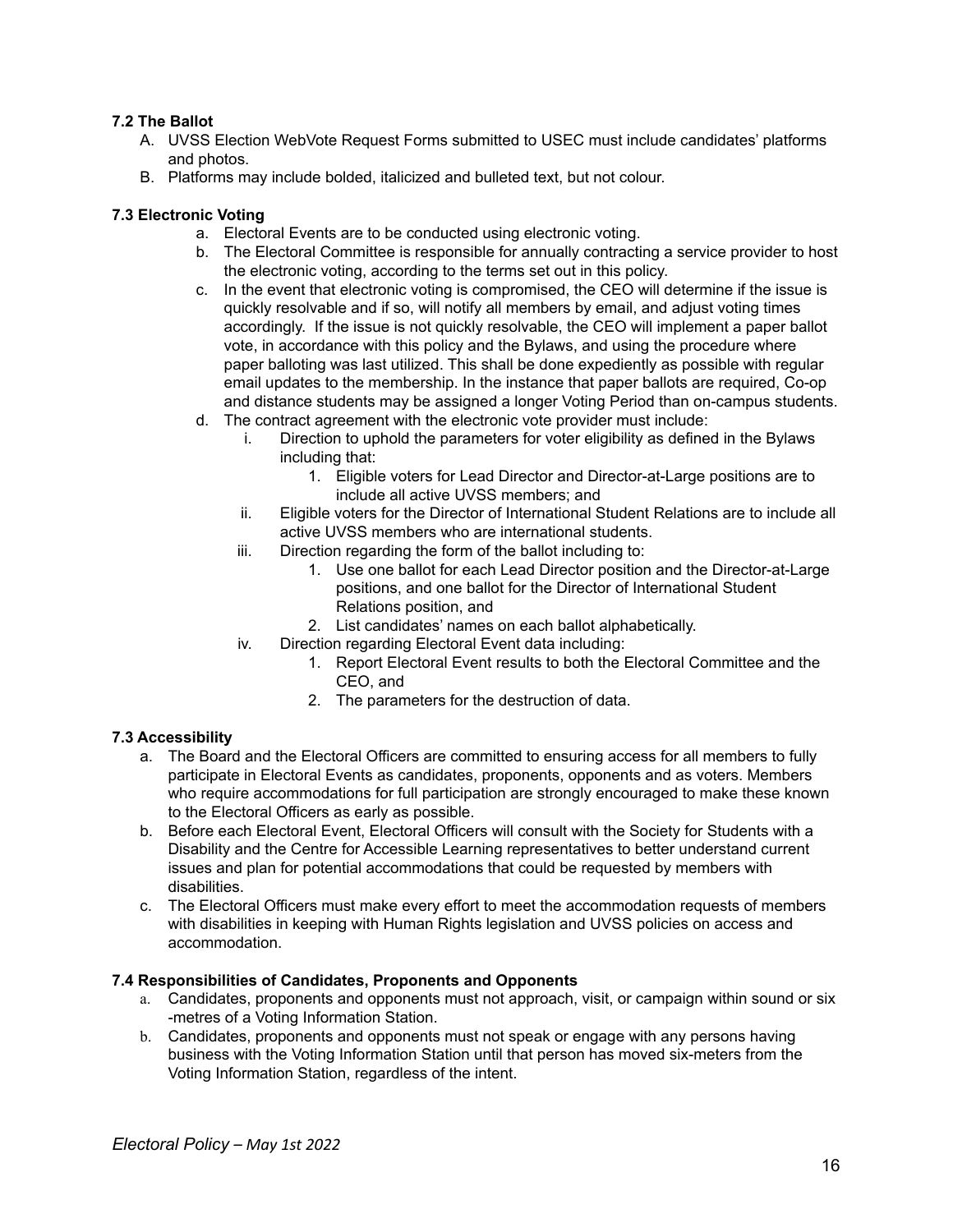### 7.2 The Ballot

A. UVSS Election WebVote Request Forms submitted to USEC must include candidates' platforms and photos.
B. Platforms may include bolded, italicized and bulleted text, but not colour.

### 7.3 Electronic Voting

a. Electoral Events are to be conducted using electronic voting.
b. The Electoral Committee is responsible for annually contracting a service provider to host the electronic voting, according to the terms set out in this policy.
c. In the event that electronic voting is compromised, the CEO will determine if the issue is quickly resolvable and if so, will notify all members by email, and adjust voting times accordingly. If the issue is not quickly resolvable, the CEO will implement a paper ballot vote, in accordance with this policy and the Bylaws, and using the procedure where paper balloting was last utilized. This shall be done expediently as possible with regular email updates to the membership. In the instance that paper ballots are required, Co-op and distance students may be assigned a longer Voting Period than on-campus students.
d. The contract agreement with the electronic vote provider must include:
    i. Direction to uphold the parameters for voter eligibility as defined in the Bylaws including that:
        1. Eligible voters for Lead Director and Director-at-Large positions are to include all active UVSS members; and
    ii. Eligible voters for the Director of International Student Relations are to include all active UVSS members who are international students.
    iii. Direction regarding the form of the ballot including to:
        1. Use one ballot for each Lead Director position and the Director-at-Large positions, and one ballot for the Director of International Student Relations position, and
        2. List candidates' names on each ballot alphabetically.
    iv. Direction regarding Electoral Event data including:
        1. Report Electoral Event results to both the Electoral Committee and the CEO, and
        2. The parameters for the destruction of data.

### 7.3 Accessibility

a. The Board and the Electoral Officers are committed to ensuring access for all members to fully participate in Electoral Events as candidates, proponents, opponents and as voters. Members who require accommodations for full participation are strongly encouraged to make these known to the Electoral Officers as early as possible.
b. Before each Electoral Event, Electoral Officers will consult with the Society for Students with a Disability and the Centre for Accessible Learning representatives to better understand current issues and plan for potential accommodations that could be requested by members with disabilities.
c. The Electoral Officers must make every effort to meet the accommodation requests of members with disabilities in keeping with Human Rights legislation and UVSS policies on access and accommodation.

### 7.4 Responsibilities of Candidates, Proponents and Opponents

a. Candidates, proponents and opponents must not approach, visit, or campaign within sound or six -metres of a Voting Information Station.
b. Candidates, proponents and opponents must not speak or engage with any persons having business with the Voting Information Station until that person has moved six-meters from the Voting Information Station, regardless of the intent.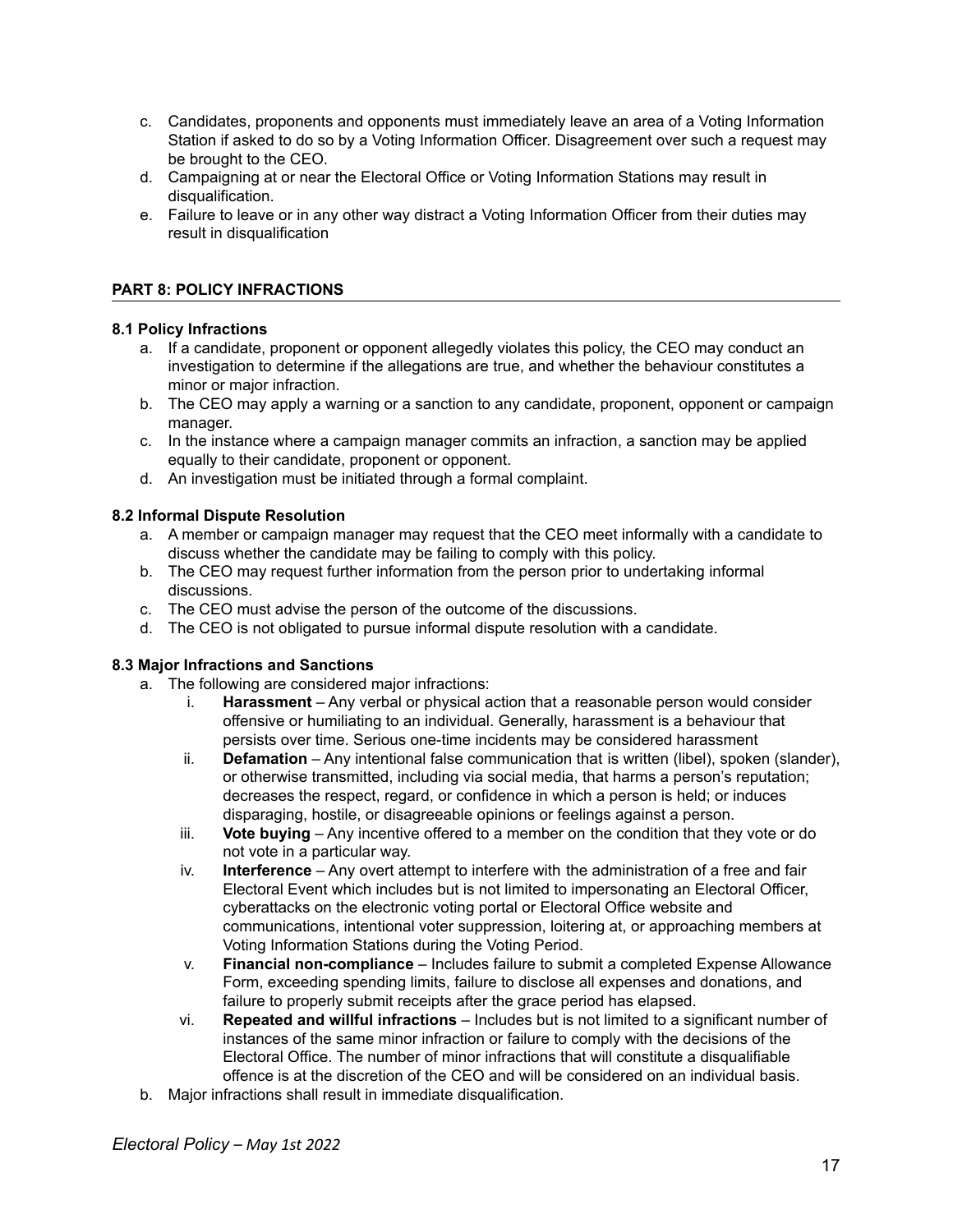c. Candidates, proponents and opponents must immediately leave an area of a Voting Information Station if asked to do so by a Voting Information Officer. Disagreement over such a request may be brought to the CEO.
d. Campaigning at or near the Electoral Office or Voting Information Stations may result in disqualification.
e. Failure to leave or in any other way distract a Voting Information Officer from their duties may result in disqualification

## PART 8: POLICY INFRACTIONS

### 8.1 Policy Infractions

a. If a candidate, proponent or opponent allegedly violates this policy, the CEO may conduct an investigation to determine if the allegations are true, and whether the behaviour constitutes a minor or major infraction.
b. The CEO may apply a warning or a sanction to any candidate, proponent, opponent or campaign manager.
c. In the instance where a campaign manager commits an infraction, a sanction may be applied equally to their candidate, proponent or opponent.
d. An investigation must be initiated through a formal complaint.

### 8.2 Informal Dispute Resolution

a. A member or campaign manager may request that the CEO meet informally with a candidate to discuss whether the candidate may be failing to comply with this policy.
b. The CEO may request further information from the person prior to undertaking informal discussions.
c. The CEO must advise the person of the outcome of the discussions.
d. The CEO is not obligated to pursue informal dispute resolution with a candidate.

### 8.3 Major Infractions and Sanctions

a. The following are considered major infractions:
   i. **Harassment** – Any verbal or physical action that a reasonable person would consider offensive or humiliating to an individual. Generally, harassment is a behaviour that persists over time. Serious one-time incidents may be considered harassment
   ii. **Defamation** – Any intentional false communication that is written (libel), spoken (slander), or otherwise transmitted, including via social media, that harms a person's reputation; decreases the respect, regard, or confidence in which a person is held; or induces disparaging, hostile, or disagreeable opinions or feelings against a person.
   iii. **Vote buying** – Any incentive offered to a member on the condition that they vote or do not vote in a particular way.
   iv. **Interference** – Any overt attempt to interfere with the administration of a free and fair Electoral Event which includes but is not limited to impersonating an Electoral Officer, cyberattacks on the electronic voting portal or Electoral Office website and communications, intentional voter suppression, loitering at, or approaching members at Voting Information Stations during the Voting Period.
   v. **Financial non-compliance** – Includes failure to submit a completed Expense Allowance Form, exceeding spending limits, failure to disclose all expenses and donations, and failure to properly submit receipts after the grace period has elapsed.
   vi. **Repeated and willful infractions** – Includes but is not limited to a significant number of instances of the same minor infraction or failure to comply with the decisions of the Electoral Office. The number of minor infractions that will constitute a disqualifiable offence is at the discretion of the CEO and will be considered on an individual basis.
b. Major infractions shall result in immediate disqualification.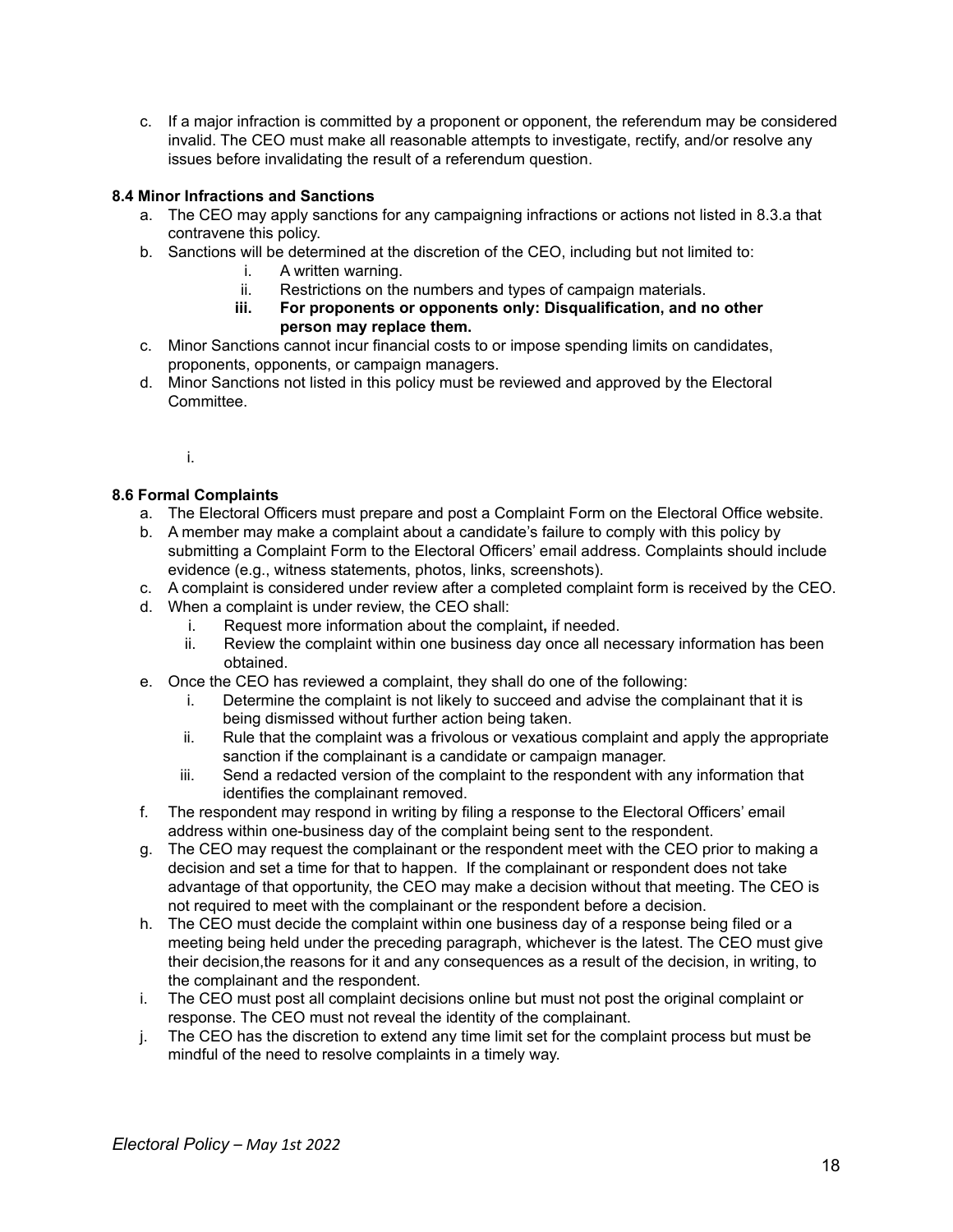c. If a major infraction is committed by a proponent or opponent, the referendum may be considered invalid. The CEO must make all reasonable attempts to investigate, rectify, and/or resolve any issues before invalidating the result of a referendum question.

### 8.4 Minor Infractions and Sanctions

a. The CEO may apply sanctions for any campaigning infractions or actions not listed in 8.3.a that contravene this policy.
b. Sanctions will be determined at the discretion of the CEO, including but not limited to:
    i. A written warning.
    ii. Restrictions on the numbers and types of campaign materials.
    **iii. For proponents or opponents only: Disqualification, and no other person may replace them.**
c. Minor Sanctions cannot incur financial costs to or impose spending limits on candidates, proponents, opponents, or campaign managers.
d. Minor Sanctions not listed in this policy must be reviewed and approved by the Electoral Committee.

    i.

### 8.6 Formal Complaints

a. The Electoral Officers must prepare and post a Complaint Form on the Electoral Office website.
b. A member may make a complaint about a candidate's failure to comply with this policy by submitting a Complaint Form to the Electoral Officers' email address. Complaints should include evidence (e.g., witness statements, photos, links, screenshots).
c. A complaint is considered under review after a completed complaint form is received by the CEO.
d. When a complaint is under review, the CEO shall:
    i. Request more information about the complaint**,** if needed.
    ii. Review the complaint within one business day once all necessary information has been obtained.
e. Once the CEO has reviewed a complaint, they shall do one of the following:
    i. Determine the complaint is not likely to succeed and advise the complainant that it is being dismissed without further action being taken.
    ii. Rule that the complaint was a frivolous or vexatious complaint and apply the appropriate sanction if the complainant is a candidate or campaign manager.
    iii. Send a redacted version of the complaint to the respondent with any information that identifies the complainant removed.
f. The respondent may respond in writing by filing a response to the Electoral Officers' email address within one-business day of the complaint being sent to the respondent.
g. The CEO may request the complainant or the respondent meet with the CEO prior to making a decision and set a time for that to happen. If the complainant or respondent does not take advantage of that opportunity, the CEO may make a decision without that meeting. The CEO is not required to meet with the complainant or the respondent before a decision.
h. The CEO must decide the complaint within one business day of a response being filed or a meeting being held under the preceding paragraph, whichever is the latest. The CEO must give their decision,the reasons for it and any consequences as a result of the decision, in writing, to the complainant and the respondent.
i. The CEO must post all complaint decisions online but must not post the original complaint or response. The CEO must not reveal the identity of the complainant.
j. The CEO has the discretion to extend any time limit set for the complaint process but must be mindful of the need to resolve complaints in a timely way.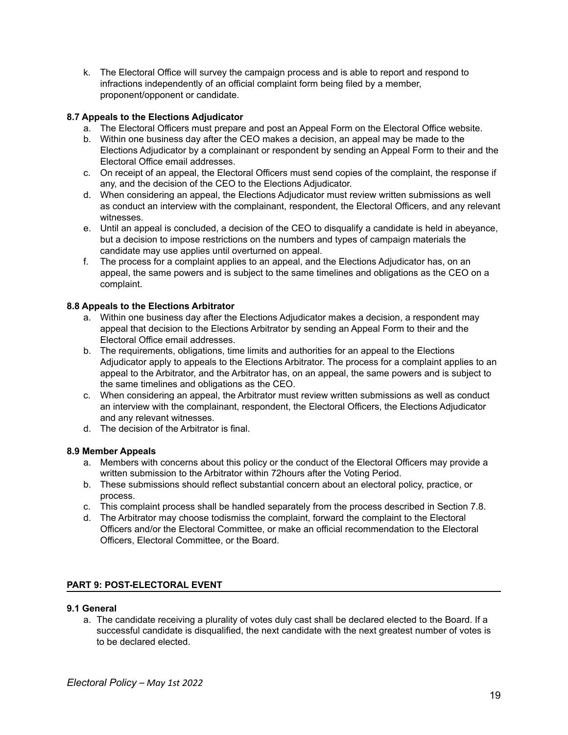k. The Electoral Office will survey the campaign process and is able to report and respond to infractions independently of an official complaint form being filed by a member, proponent/opponent or candidate.

**8.7 Appeals to the Elections Adjudicator**

a. The Electoral Officers must prepare and post an Appeal Form on the Electoral Office website.
b. Within one business day after the CEO makes a decision, an appeal may be made to the Elections Adjudicator by a complainant or respondent by sending an Appeal Form to their and the Electoral Office email addresses.
c. On receipt of an appeal, the Electoral Officers must send copies of the complaint, the response if any, and the decision of the CEO to the Elections Adjudicator.
d. When considering an appeal, the Elections Adjudicator must review written submissions as well as conduct an interview with the complainant, respondent, the Electoral Officers, and any relevant witnesses.
e. Until an appeal is concluded, a decision of the CEO to disqualify a candidate is held in abeyance, but a decision to impose restrictions on the numbers and types of campaign materials the candidate may use applies until overturned on appeal.
f. The process for a complaint applies to an appeal, and the Elections Adjudicator has, on an appeal, the same powers and is subject to the same timelines and obligations as the CEO on a complaint.

**8.8 Appeals to the Elections Arbitrator**

a. Within one business day after the Elections Adjudicator makes a decision, a respondent may appeal that decision to the Elections Arbitrator by sending an Appeal Form to their and the Electoral Office email addresses.
b. The requirements, obligations, time limits and authorities for an appeal to the Elections Adjudicator apply to appeals to the Elections Arbitrator. The process for a complaint applies to an appeal to the Arbitrator, and the Arbitrator has, on an appeal, the same powers and is subject to the same timelines and obligations as the CEO.
c. When considering an appeal, the Arbitrator must review written submissions as well as conduct an interview with the complainant, respondent, the Electoral Officers, the Elections Adjudicator and any relevant witnesses.
d. The decision of the Arbitrator is final.

**8.9 Member Appeals**

a. Members with concerns about this policy or the conduct of the Electoral Officers may provide a written submission to the Arbitrator within 72hours after the Voting Period.
b. These submissions should reflect substantial concern about an electoral policy, practice, or process.
c. This complaint process shall be handled separately from the process described in Section 7.8.
d. The Arbitrator may choose todismiss the complaint, forward the complaint to the Electoral Officers and/or the Electoral Committee, or make an official recommendation to the Electoral Officers, Electoral Committee, or the Board.

## PART 9: POST-ELECTORAL EVENT

**9.1 General**

a. The candidate receiving a plurality of votes duly cast shall be declared elected to the Board. If a successful candidate is disqualified, the next candidate with the next greatest number of votes is to be declared elected.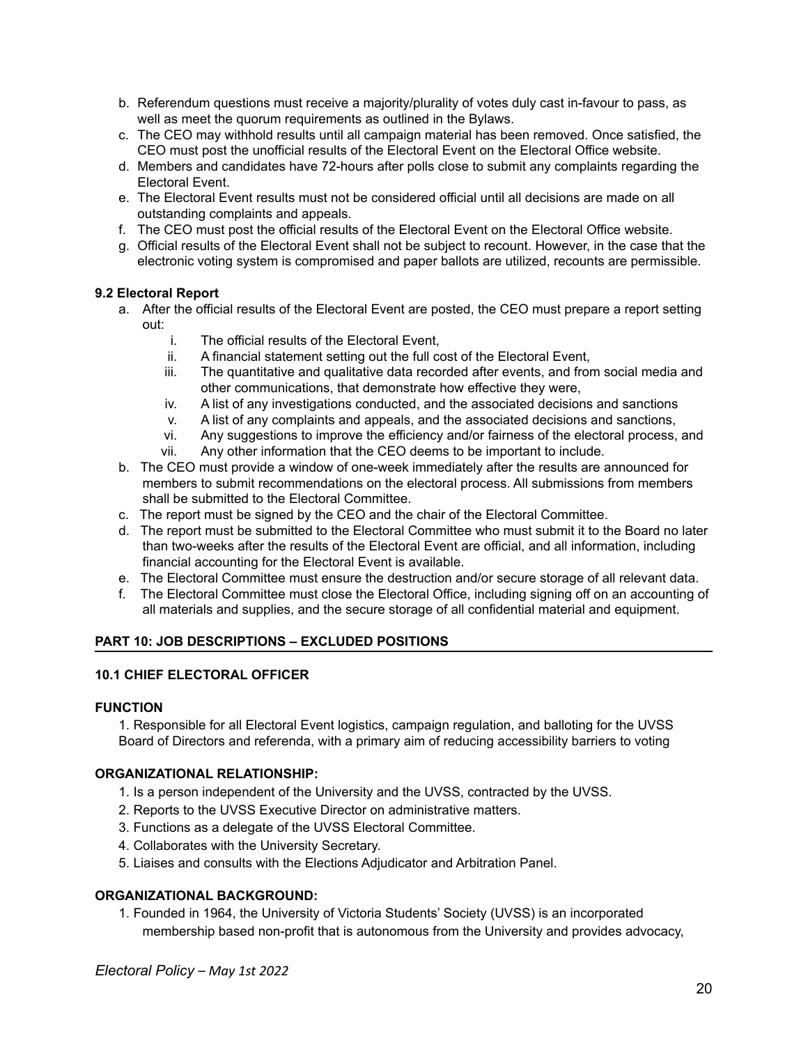b. Referendum questions must receive a majority/plurality of votes duly cast in-favour to pass, as well as meet the quorum requirements as outlined in the Bylaws.
c. The CEO may withhold results until all campaign material has been removed. Once satisfied, the CEO must post the unofficial results of the Electoral Event on the Electoral Office website.
d. Members and candidates have 72-hours after polls close to submit any complaints regarding the Electoral Event.
e. The Electoral Event results must not be considered official until all decisions are made on all outstanding complaints and appeals.
f. The CEO must post the official results of the Electoral Event on the Electoral Office website.
g. Official results of the Electoral Event shall not be subject to recount. However, in the case that the electronic voting system is compromised and paper ballots are utilized, recounts are permissible.

### 9.2 Electoral Report

a. After the official results of the Electoral Event are posted, the CEO must prepare a report setting out:
    i. The official results of the Electoral Event,
    ii. A financial statement setting out the full cost of the Electoral Event,
    iii. The quantitative and qualitative data recorded after events, and from social media and other communications, that demonstrate how effective they were,
    iv. A list of any investigations conducted, and the associated decisions and sanctions
    v. A list of any complaints and appeals, and the associated decisions and sanctions,
    vi. Any suggestions to improve the efficiency and/or fairness of the electoral process, and
    vii. Any other information that the CEO deems to be important to include.
b. The CEO must provide a window of one-week immediately after the results are announced for members to submit recommendations on the electoral process. All submissions from members shall be submitted to the Electoral Committee.
c. The report must be signed by the CEO and the chair of the Electoral Committee.
d. The report must be submitted to the Electoral Committee who must submit it to the Board no later than two-weeks after the results of the Electoral Event are official, and all information, including financial accounting for the Electoral Event is available.
e. The Electoral Committee must ensure the destruction and/or secure storage of all relevant data.
f. The Electoral Committee must close the Electoral Office, including signing off on an accounting of all materials and supplies, and the secure storage of all confidential material and equipment.

## PART 10: JOB DESCRIPTIONS – EXCLUDED POSITIONS

### 10.1 CHIEF ELECTORAL OFFICER

**FUNCTION**

1. Responsible for all Electoral Event logistics, campaign regulation, and balloting for the UVSS Board of Directors and referenda, with a primary aim of reducing accessibility barriers to voting

**ORGANIZATIONAL RELATIONSHIP:**

1. Is a person independent of the University and the UVSS, contracted by the UVSS.
2. Reports to the UVSS Executive Director on administrative matters.
3. Functions as a delegate of the UVSS Electoral Committee.
4. Collaborates with the University Secretary.
5. Liaises and consults with the Elections Adjudicator and Arbitration Panel.

**ORGANIZATIONAL BACKGROUND:**

1. Founded in 1964, the University of Victoria Students' Society (UVSS) is an incorporated membership based non-profit that is autonomous from the University and provides advocacy,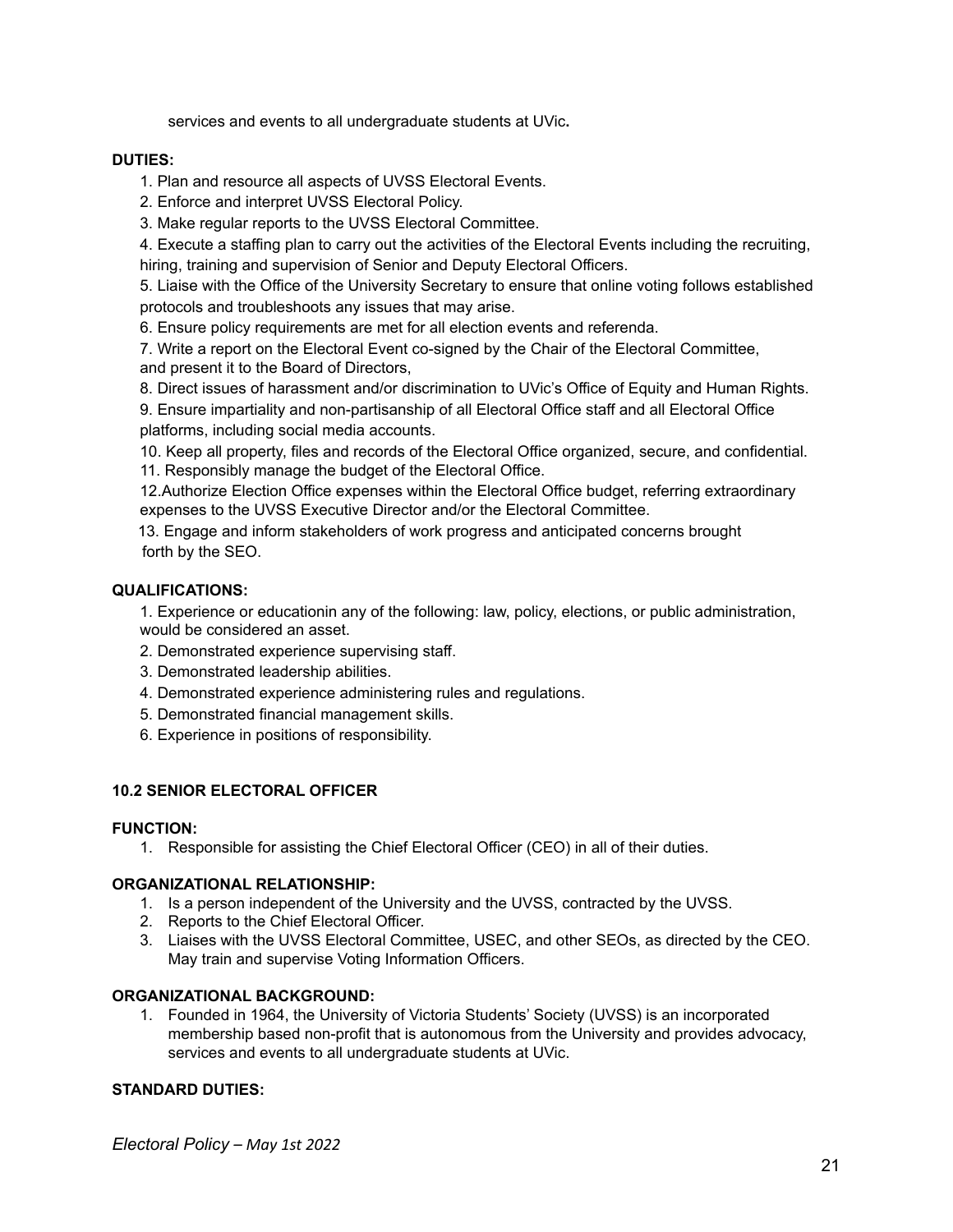services and events to all undergraduate students at UVic**.**

**DUTIES:**

1. Plan and resource all aspects of UVSS Electoral Events.
2. Enforce and interpret UVSS Electoral Policy.
3. Make regular reports to the UVSS Electoral Committee.
4. Execute a staffing plan to carry out the activities of the Electoral Events including the recruiting, hiring, training and supervision of Senior and Deputy Electoral Officers.
5. Liaise with the Office of the University Secretary to ensure that online voting follows established protocols and troubleshoots any issues that may arise.
6. Ensure policy requirements are met for all election events and referenda.
7. Write a report on the Electoral Event co-signed by the Chair of the Electoral Committee, and present it to the Board of Directors,
8. Direct issues of harassment and/or discrimination to UVic's Office of Equity and Human Rights.
9. Ensure impartiality and non-partisanship of all Electoral Office staff and all Electoral Office platforms, including social media accounts.
10. Keep all property, files and records of the Electoral Office organized, secure, and confidential.
11. Responsibly manage the budget of the Electoral Office.
12. Authorize Election Office expenses within the Electoral Office budget, referring extraordinary expenses to the UVSS Executive Director and/or the Electoral Committee.
13. Engage and inform stakeholders of work progress and anticipated concerns brought forth by the SEO.

**QUALIFICATIONS:**

1. Experience or educationin any of the following: law, policy, elections, or public administration, would be considered an asset.
2. Demonstrated experience supervising staff.
3. Demonstrated leadership abilities.
4. Demonstrated experience administering rules and regulations.
5. Demonstrated financial management skills.
6. Experience in positions of responsibility.

**10.2 SENIOR ELECTORAL OFFICER**

**FUNCTION:**

1. Responsible for assisting the Chief Electoral Officer (CEO) in all of their duties.

**ORGANIZATIONAL RELATIONSHIP:**

1. Is a person independent of the University and the UVSS, contracted by the UVSS.
2. Reports to the Chief Electoral Officer.
3. Liaises with the UVSS Electoral Committee, USEC, and other SEOs, as directed by the CEO. May train and supervise Voting Information Officers.

**ORGANIZATIONAL BACKGROUND:**

1. Founded in 1964, the University of Victoria Students' Society (UVSS) is an incorporated membership based non-profit that is autonomous from the University and provides advocacy, services and events to all undergraduate students at UVic.

**STANDARD DUTIES:**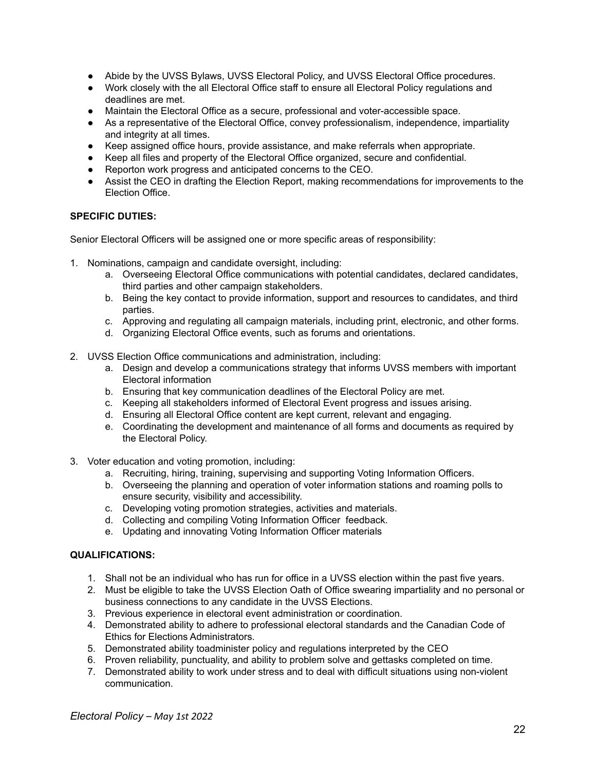- Abide by the UVSS Bylaws, UVSS Electoral Policy, and UVSS Electoral Office procedures.
- Work closely with the all Electoral Office staff to ensure all Electoral Policy regulations and deadlines are met.
- Maintain the Electoral Office as a secure, professional and voter-accessible space.
- As a representative of the Electoral Office, convey professionalism, independence, impartiality and integrity at all times.
- Keep assigned office hours, provide assistance, and make referrals when appropriate.
- Keep all files and property of the Electoral Office organized, secure and confidential.
- Reporton work progress and anticipated concerns to the CEO.
- Assist the CEO in drafting the Election Report, making recommendations for improvements to the Election Office.

**SPECIFIC DUTIES:**

Senior Electoral Officers will be assigned one or more specific areas of responsibility:

1. Nominations, campaign and candidate oversight, including:
    a. Overseeing Electoral Office communications with potential candidates, declared candidates, third parties and other campaign stakeholders.
    b. Being the key contact to provide information, support and resources to candidates, and third parties.
    c. Approving and regulating all campaign materials, including print, electronic, and other forms.
    d. Organizing Electoral Office events, such as forums and orientations.
2. UVSS Election Office communications and administration, including:
    a. Design and develop a communications strategy that informs UVSS members with important Electoral information
    b. Ensuring that key communication deadlines of the Electoral Policy are met.
    c. Keeping all stakeholders informed of Electoral Event progress and issues arising.
    d. Ensuring all Electoral Office content are kept current, relevant and engaging.
    e. Coordinating the development and maintenance of all forms and documents as required by the Electoral Policy.
3. Voter education and voting promotion, including:
    a. Recruiting, hiring, training, supervising and supporting Voting Information Officers.
    b. Overseeing the planning and operation of voter information stations and roaming polls to ensure security, visibility and accessibility.
    c. Developing voting promotion strategies, activities and materials.
    d. Collecting and compiling Voting Information Officer feedback.
    e. Updating and innovating Voting Information Officer materials

**QUALIFICATIONS:**

1. Shall not be an individual who has run for office in a UVSS election within the past five years.
2. Must be eligible to take the UVSS Election Oath of Office swearing impartiality and no personal or business connections to any candidate in the UVSS Elections.
3. Previous experience in electoral event administration or coordination.
4. Demonstrated ability to adhere to professional electoral standards and the Canadian Code of Ethics for Elections Administrators.
5. Demonstrated ability toadminister policy and regulations interpreted by the CEO
6. Proven reliability, punctuality, and ability to problem solve and gettasks completed on time.
7. Demonstrated ability to work under stress and to deal with difficult situations using non-violent communication.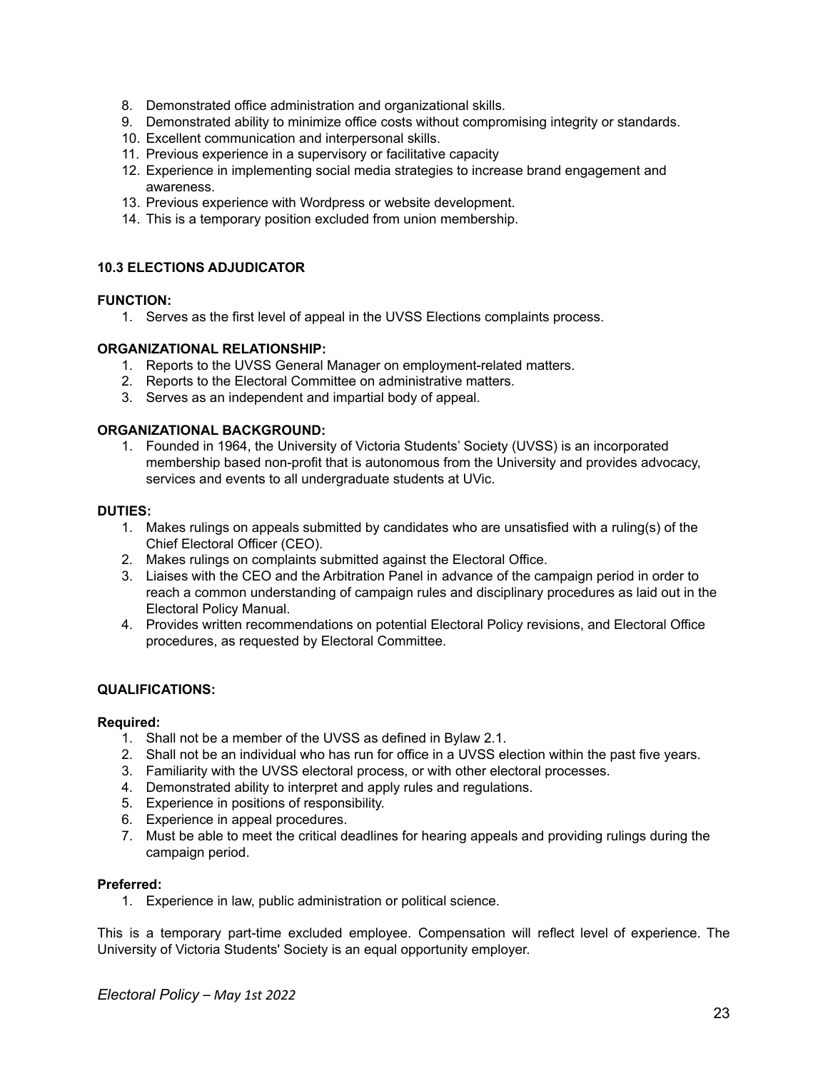8. Demonstrated office administration and organizational skills.
9. Demonstrated ability to minimize office costs without compromising integrity or standards.
10. Excellent communication and interpersonal skills.
11. Previous experience in a supervisory or facilitative capacity
12. Experience in implementing social media strategies to increase brand engagement and awareness.
13. Previous experience with Wordpress or website development.
14. This is a temporary position excluded from union membership.

### 10.3 ELECTIONS ADJUDICATOR

**FUNCTION:**

1. Serves as the first level of appeal in the UVSS Elections complaints process.

**ORGANIZATIONAL RELATIONSHIP:**

1. Reports to the UVSS General Manager on employment-related matters.
2. Reports to the Electoral Committee on administrative matters.
3. Serves as an independent and impartial body of appeal.

**ORGANIZATIONAL BACKGROUND:**

1. Founded in 1964, the University of Victoria Students' Society (UVSS) is an incorporated membership based non-profit that is autonomous from the University and provides advocacy, services and events to all undergraduate students at UVic.

**DUTIES:**

1. Makes rulings on appeals submitted by candidates who are unsatisfied with a ruling(s) of the Chief Electoral Officer (CEO).
2. Makes rulings on complaints submitted against the Electoral Office.
3. Liaises with the CEO and the Arbitration Panel in advance of the campaign period in order to reach a common understanding of campaign rules and disciplinary procedures as laid out in the Electoral Policy Manual.
4. Provides written recommendations on potential Electoral Policy revisions, and Electoral Office procedures, as requested by Electoral Committee.

**QUALIFICATIONS:**

**Required:**

1. Shall not be a member of the UVSS as defined in Bylaw 2.1.
2. Shall not be an individual who has run for office in a UVSS election within the past five years.
3. Familiarity with the UVSS electoral process, or with other electoral processes.
4. Demonstrated ability to interpret and apply rules and regulations.
5. Experience in positions of responsibility.
6. Experience in appeal procedures.
7. Must be able to meet the critical deadlines for hearing appeals and providing rulings during the campaign period.

**Preferred:**

1. Experience in law, public administration or political science.

This is a temporary part-time excluded employee. Compensation will reflect level of experience. The University of Victoria Students' Society is an equal opportunity employer.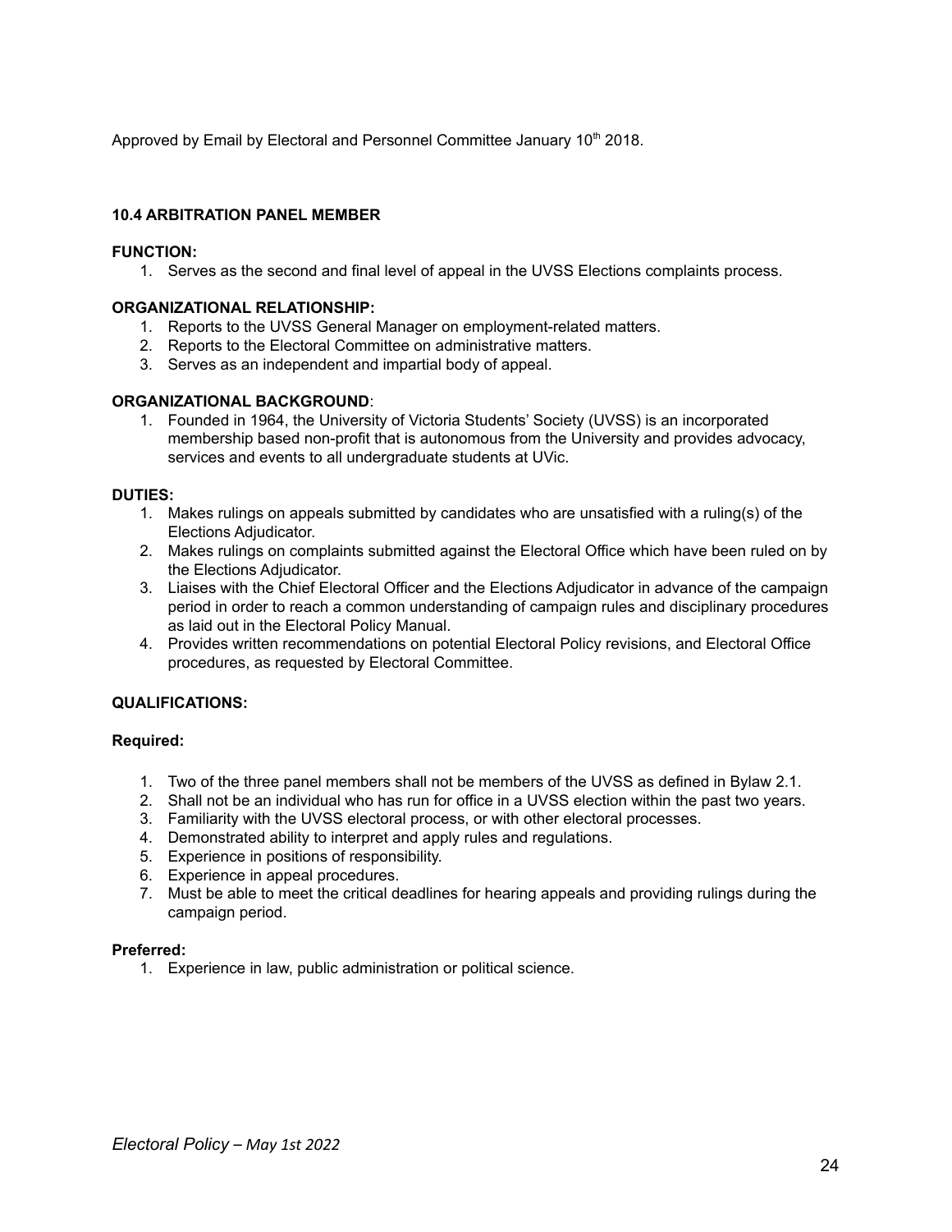Approved by Email by Electoral and Personnel Committee January 10th 2018.

### 10.4 ARBITRATION PANEL MEMBER

**FUNCTION:**

1. Serves as the second and final level of appeal in the UVSS Elections complaints process.

**ORGANIZATIONAL RELATIONSHIP:**

1. Reports to the UVSS General Manager on employment-related matters.
2. Reports to the Electoral Committee on administrative matters.
3. Serves as an independent and impartial body of appeal.

**ORGANIZATIONAL BACKGROUND**:

1. Founded in 1964, the University of Victoria Students' Society (UVSS) is an incorporated membership based non-profit that is autonomous from the University and provides advocacy, services and events to all undergraduate students at UVic.

**DUTIES:**

1. Makes rulings on appeals submitted by candidates who are unsatisfied with a ruling(s) of the Elections Adjudicator.
2. Makes rulings on complaints submitted against the Electoral Office which have been ruled on by the Elections Adjudicator.
3. Liaises with the Chief Electoral Officer and the Elections Adjudicator in advance of the campaign period in order to reach a common understanding of campaign rules and disciplinary procedures as laid out in the Electoral Policy Manual.
4. Provides written recommendations on potential Electoral Policy revisions, and Electoral Office procedures, as requested by Electoral Committee.

**QUALIFICATIONS:**

**Required:**

1. Two of the three panel members shall not be members of the UVSS as defined in Bylaw 2.1.
2. Shall not be an individual who has run for office in a UVSS election within the past two years.
3. Familiarity with the UVSS electoral process, or with other electoral processes.
4. Demonstrated ability to interpret and apply rules and regulations.
5. Experience in positions of responsibility.
6. Experience in appeal procedures.
7. Must be able to meet the critical deadlines for hearing appeals and providing rulings during the campaign period.

**Preferred:**

1. Experience in law, public administration or political science.